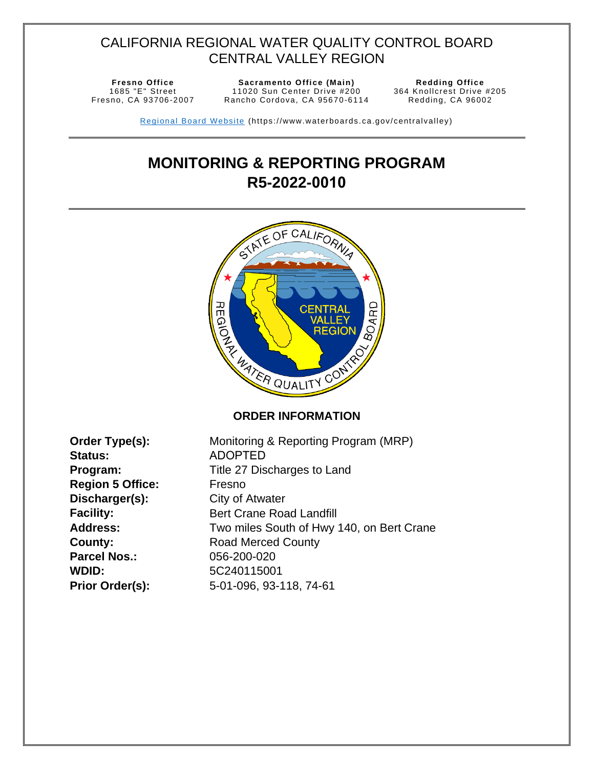# CALIFORNIA REGIONAL WATER QUALITY CONTROL BOARD
# CENTRAL VALLEY REGION

**Fresno Office**
1685 "E" Street
Fresno, CA 93706-2007

**Sacramento Office (Main)**
11020 Sun Center Drive #200
Rancho Cordova, CA 95670-6114

**Redding Office**
364 Knollcrest Drive #205
Redding, CA 96002

[Regional Board Website](https://www.waterboards.ca.gov/centralvalley) (https://www.waterboards.ca.gov/centralvalley)

# MONITORING & REPORTING PROGRAM
# R5-2022-0010

## ORDER INFORMATION

**Order Type(s):** Monitoring & Reporting Program (MRP)
**Status:** ADOPTED
**Program:** Title 27 Discharges to Land
**Region 5 Office:** Fresno
**Discharger(s):** City of Atwater
**Facility:** Bert Crane Road Landfill
**Address:** Two miles South of Hwy 140, on Bert Crane Road
**County:** Merced County
**Parcel Nos.:** 056-200-020
**WDID:** 5C240115001
**Prior Order(s):** 5-01-096, 93-118, 74-61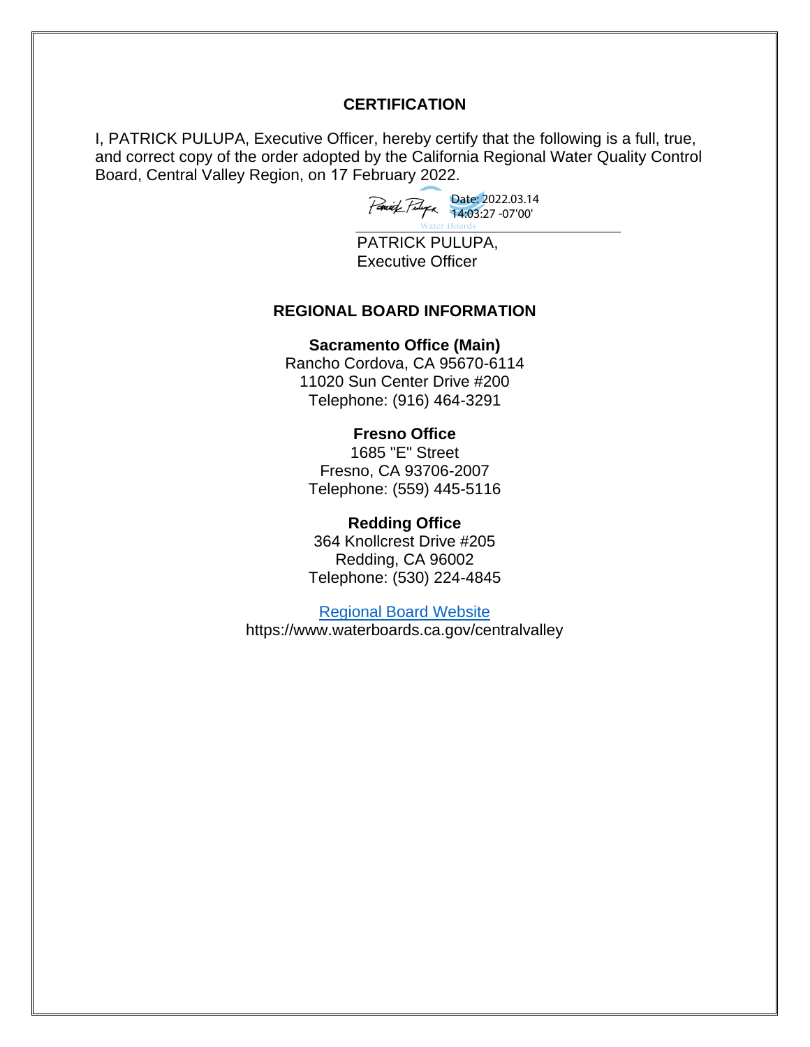## CERTIFICATION

I, PATRICK PULUPA, Executive Officer, hereby certify that the following is a full, true, and correct copy of the order adopted by the California Regional Water Quality Control Board, Central Valley Region, on 17 February 2022.

Date: 2022.03.14 14:03:27 -07'00'

PATRICK PULUPA,
Executive Officer

## REGIONAL BOARD INFORMATION

**Sacramento Office (Main)**
Rancho Cordova, CA 95670-6114
11020 Sun Center Drive #200
Telephone: (916) 464-3291

**Fresno Office**
1685 "E" Street
Fresno, CA 93706-2007
Telephone: (559) 445-5116

**Redding Office**
364 Knollcrest Drive #205
Redding, CA 96002
Telephone: (530) 224-4845

[Regional Board Website](https://www.waterboards.ca.gov/centralvalley)
https://www.waterboards.ca.gov/centralvalley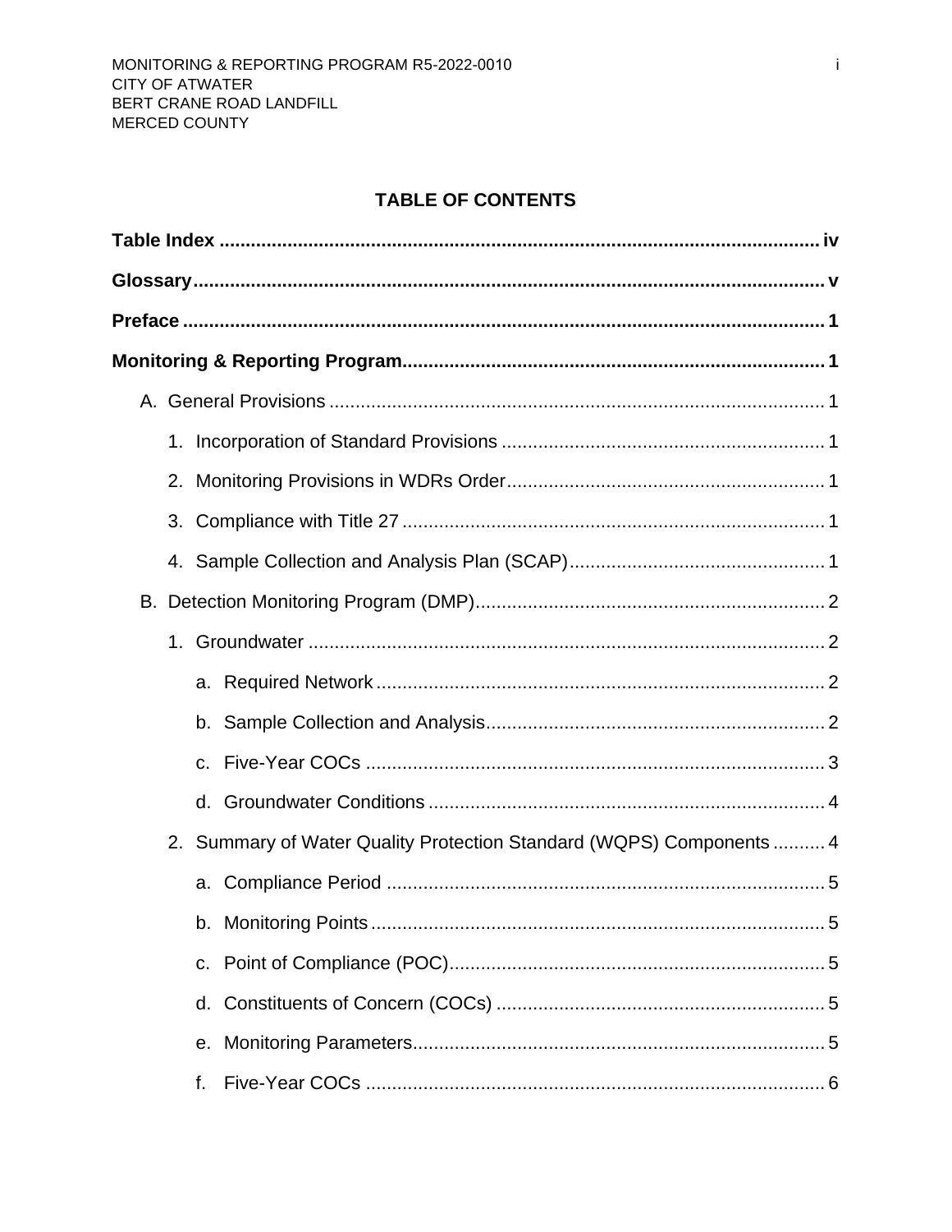## TABLE OF CONTENTS

**Table Index** ... iv

**Glossary** ... v

**Preface** ... 1

**Monitoring & Reporting Program** ... 1

- A. General Provisions ... 1
  - 1. Incorporation of Standard Provisions ... 1
  - 2. Monitoring Provisions in WDRs Order ... 1
  - 3. Compliance with Title 27 ... 1
  - 4. Sample Collection and Analysis Plan (SCAP) ... 1
- B. Detection Monitoring Program (DMP) ... 2
  - 1. Groundwater ... 2
    - a. Required Network ... 2
    - b. Sample Collection and Analysis ... 2
    - c. Five-Year COCs ... 3
    - d. Groundwater Conditions ... 4
  - 2. Summary of Water Quality Protection Standard (WQPS) Components ... 4
    - a. Compliance Period ... 5
    - b. Monitoring Points ... 5
    - c. Point of Compliance (POC) ... 5
    - d. Constituents of Concern (COCs) ... 5
    - e. Monitoring Parameters ... 5
    - f. Five-Year COCs ... 6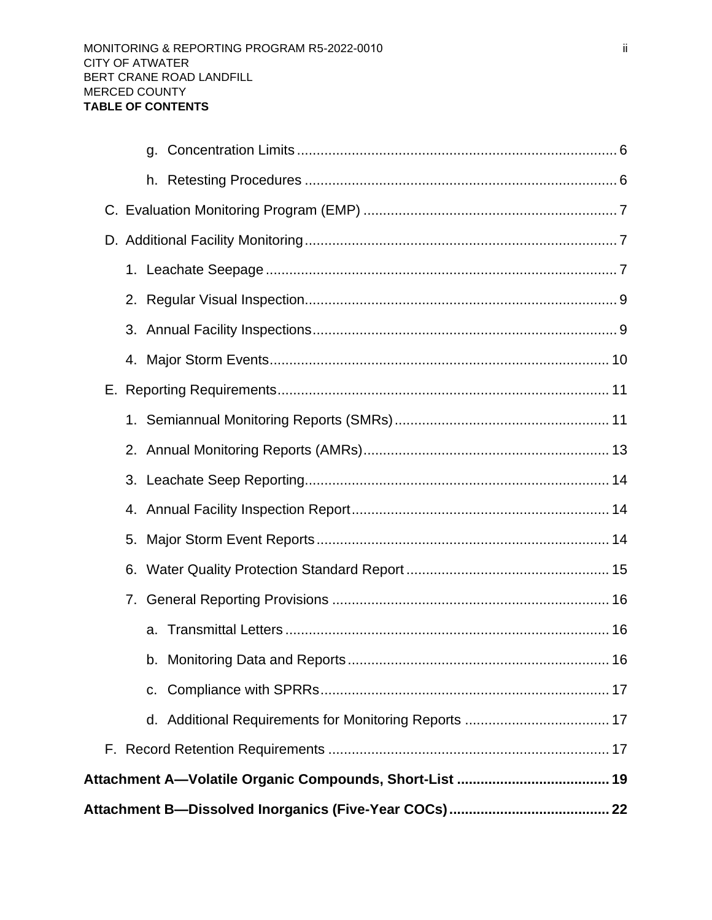g. Concentration Limits ........ 6

h. Retesting Procedures ........ 6

C. Evaluation Monitoring Program (EMP) ........ 7

D. Additional Facility Monitoring ........ 7

1. Leachate Seepage ........ 7

2. Regular Visual Inspection ........ 9

3. Annual Facility Inspections ........ 9

4. Major Storm Events ........ 10

E. Reporting Requirements ........ 11

1. Semiannual Monitoring Reports (SMRs) ........ 11

2. Annual Monitoring Reports (AMRs) ........ 13

3. Leachate Seep Reporting ........ 14

4. Annual Facility Inspection Report ........ 14

5. Major Storm Event Reports ........ 14

6. Water Quality Protection Standard Report ........ 15

7. General Reporting Provisions ........ 16

a. Transmittal Letters ........ 16

b. Monitoring Data and Reports ........ 16

c. Compliance with SPRRs ........ 17

d. Additional Requirements for Monitoring Reports ........ 17

F. Record Retention Requirements ........ 17

**Attachment A—Volatile Organic Compounds, Short-List ........ 19**

**Attachment B—Dissolved Inorganics (Five-Year COCs) ........ 22**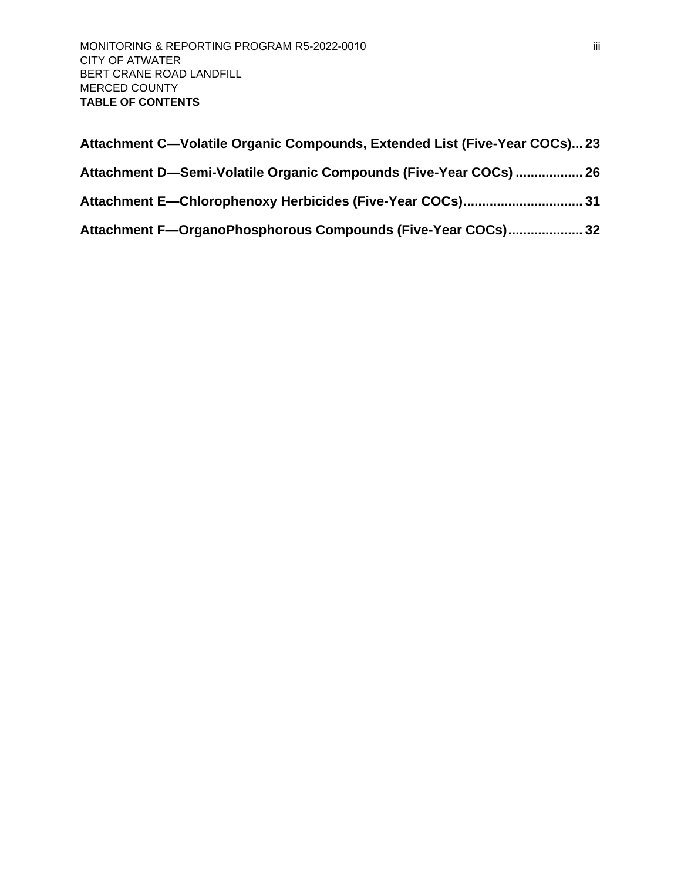**Attachment C—Volatile Organic Compounds, Extended List (Five-Year COCs)... 23**

**Attachment D—Semi-Volatile Organic Compounds (Five-Year COCs) .................. 26**

**Attachment E—Chlorophenoxy Herbicides (Five-Year COCs)................................ 31**

**Attachment F—OrganoPhosphorous Compounds (Five-Year COCs).................... 32**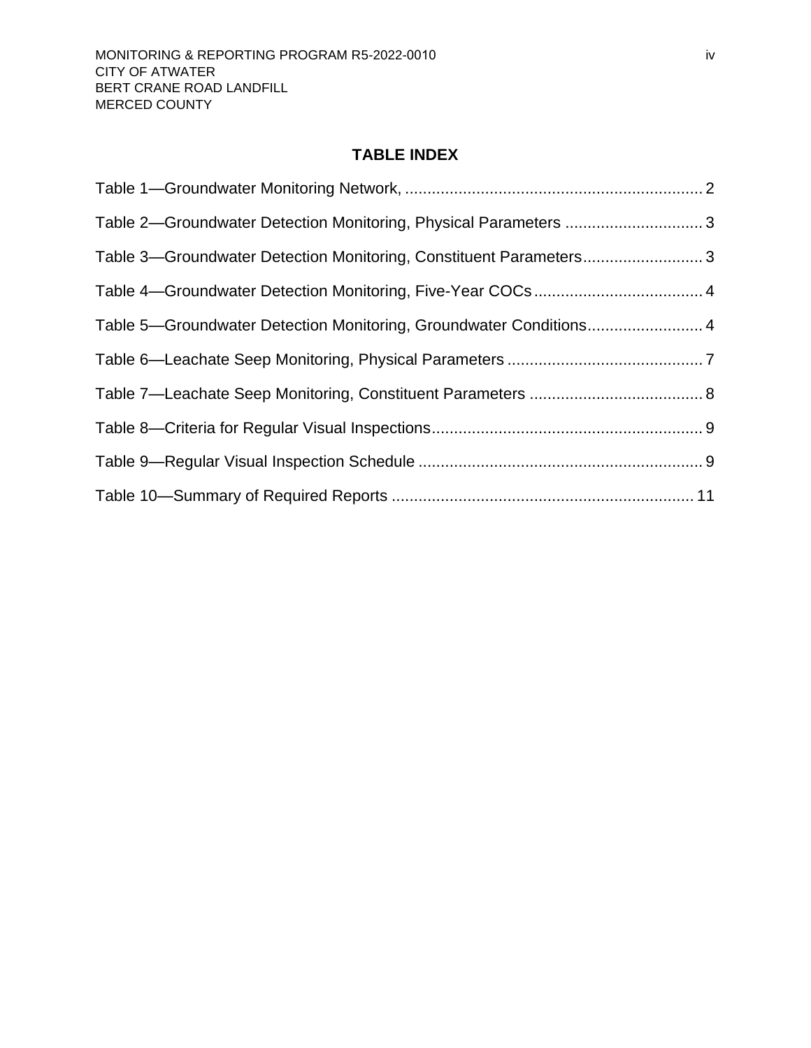## TABLE INDEX

Table 1—Groundwater Monitoring Network, .................................................................... 2

Table 2—Groundwater Detection Monitoring, Physical Parameters ............................... 3

Table 3—Groundwater Detection Monitoring, Constituent Parameters........................... 3

Table 4—Groundwater Detection Monitoring, Five-Year COCs...................................... 4

Table 5—Groundwater Detection Monitoring, Groundwater Conditions.......................... 4

Table 6—Leachate Seep Monitoring, Physical Parameters ............................................ 7

Table 7—Leachate Seep Monitoring, Constituent Parameters ....................................... 8

Table 8—Criteria for Regular Visual Inspections............................................................ 9

Table 9—Regular Visual Inspection Schedule ................................................................ 9

Table 10—Summary of Required Reports .................................................................... 11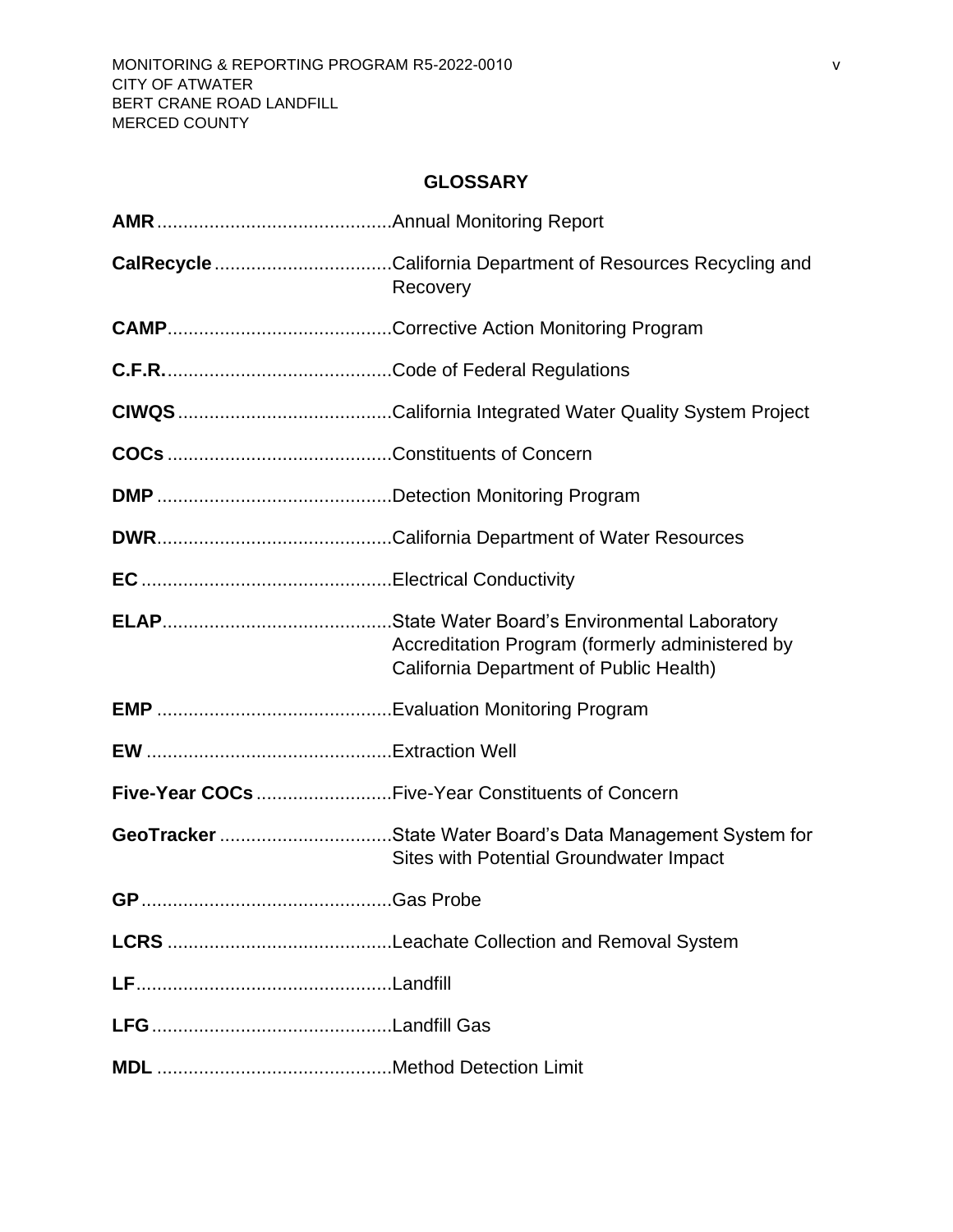## GLOSSARY

**AMR**............................................Annual Monitoring Report

**CalRecycle**.................................California Department of Resources Recycling and Recovery

**CAMP**..........................................Corrective Action Monitoring Program

**C.F.R.**..........................................Code of Federal Regulations

**CIWQS**........................................California Integrated Water Quality System Project

**COCs**..........................................Constituents of Concern

**DMP**............................................Detection Monitoring Program

**DWR**............................................California Department of Water Resources

**EC**...............................................Electrical Conductivity

**ELAP**...........................................State Water Board's Environmental Laboratory Accreditation Program (formerly administered by California Department of Public Health)

**EMP**............................................Evaluation Monitoring Program

**EW**..............................................Extraction Well

**Five-Year COCs**..........................Five-Year Constituents of Concern

**GeoTracker**.................................State Water Board's Data Management System for Sites with Potential Groundwater Impact

**GP**...............................................Gas Probe

**LCRS**..........................................Leachate Collection and Removal System

**LF**................................................Landfill

**LFG**.............................................Landfill Gas

**MDL**............................................Method Detection Limit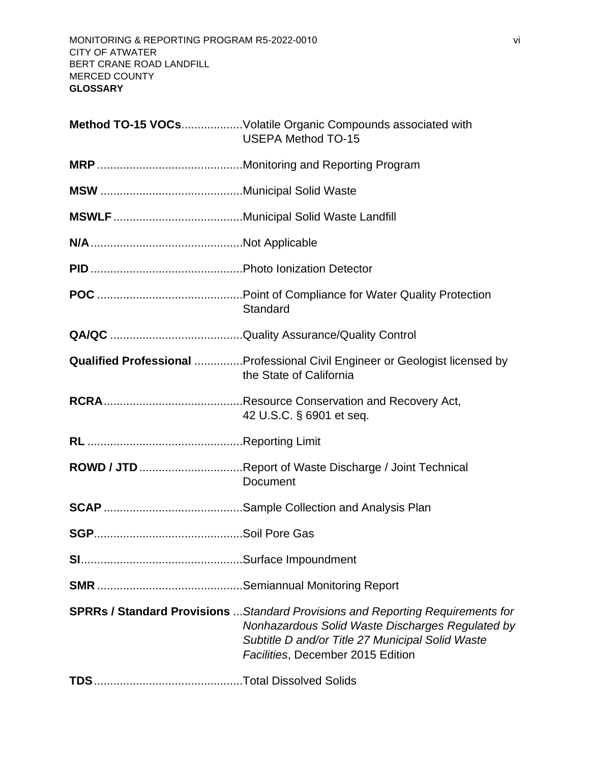**Method TO-15 VOCs**...................Volatile Organic Compounds associated with USEPA Method TO-15

**MRP** .............................................Monitoring and Reporting Program

**MSW** ............................................Municipal Solid Waste

**MSWLF** ........................................Municipal Solid Waste Landfill

**N/A** ...............................................Not Applicable

**PID** ...............................................Photo Ionization Detector

**POC** .............................................Point of Compliance for Water Quality Protection Standard

**QA/QC** .........................................Quality Assurance/Quality Control

**Qualified Professional** ...............Professional Civil Engineer or Geologist licensed by the State of California

**RCRA**...........................................Resource Conservation and Recovery Act, 42 U.S.C. § 6901 et seq.

**RL** ................................................Reporting Limit

**ROWD / JTD** ................................Report of Waste Discharge / Joint Technical Document

**SCAP** ...........................................Sample Collection and Analysis Plan

**SGP**..............................................Soil Pore Gas

**SI**..................................................Surface Impoundment

**SMR** .............................................Semiannual Monitoring Report

**SPRRs / Standard Provisions** ...*Standard Provisions and Reporting Requirements for Nonhazardous Solid Waste Discharges Regulated by Subtitle D and/or Title 27 Municipal Solid Waste Facilities*, December 2015 Edition

**TDS**..............................................Total Dissolved Solids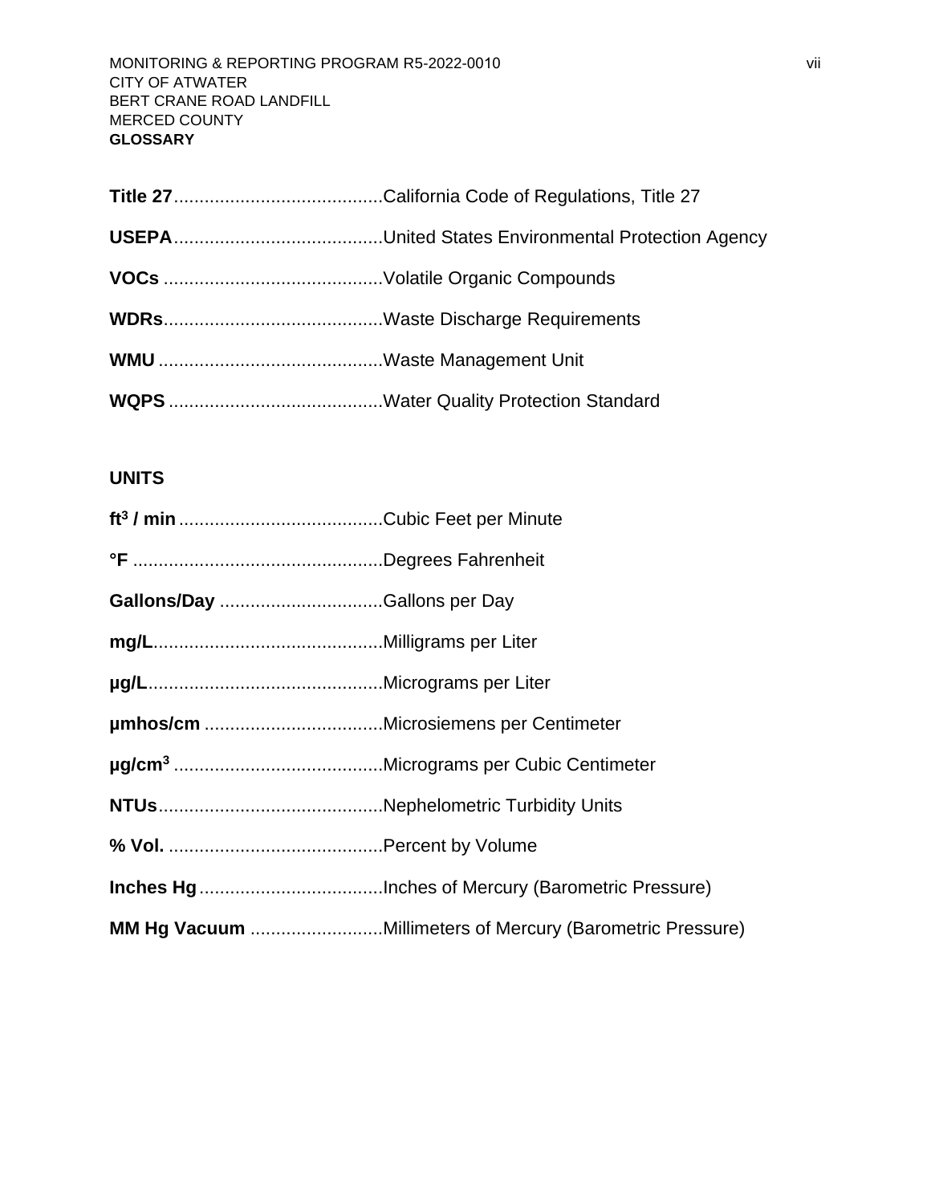**Title 27**.........................................California Code of Regulations, Title 27

**USEPA**.........................................United States Environmental Protection Agency

**VOCs** ..........................................Volatile Organic Compounds

**WDRs**..........................................Waste Discharge Requirements

**WMU** ...........................................Waste Management Unit

**WQPS** .........................................Water Quality Protection Standard

**UNITS**

**$ft^3$ / min** ........................................Cubic Feet per Minute

**°F** .................................................Degrees Fahrenheit

**Gallons/Day** ................................Gallons per Day

**mg/L**............................................Milligrams per Liter

**µg/L**.............................................Micrograms per Liter

**µmhos/cm** ...................................Microsiemens per Centimeter

**$\mu g/cm^3$** .........................................Micrograms per Cubic Centimeter

**NTUs**...........................................Nephelometric Turbidity Units

**% Vol.** ..........................................Percent by Volume

**Inches Hg**....................................Inches of Mercury (Barometric Pressure)

**MM Hg Vacuum** ..........................Millimeters of Mercury (Barometric Pressure)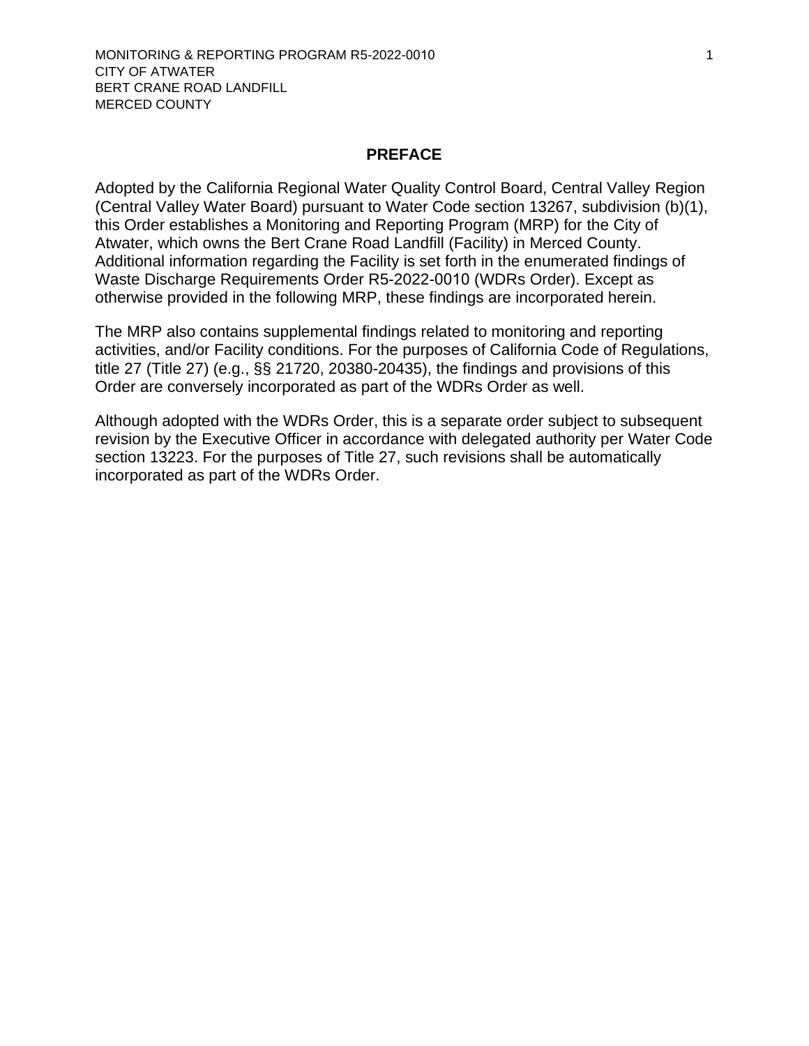## PREFACE

Adopted by the California Regional Water Quality Control Board, Central Valley Region (Central Valley Water Board) pursuant to Water Code section 13267, subdivision (b)(1), this Order establishes a Monitoring and Reporting Program (MRP) for the City of Atwater, which owns the Bert Crane Road Landfill (Facility) in Merced County. Additional information regarding the Facility is set forth in the enumerated findings of Waste Discharge Requirements Order R5-2022-0010 (WDRs Order). Except as otherwise provided in the following MRP, these findings are incorporated herein.

The MRP also contains supplemental findings related to monitoring and reporting activities, and/or Facility conditions. For the purposes of California Code of Regulations, title 27 (Title 27) (e.g., §§ 21720, 20380-20435), the findings and provisions of this Order are conversely incorporated as part of the WDRs Order as well.

Although adopted with the WDRs Order, this is a separate order subject to subsequent revision by the Executive Officer in accordance with delegated authority per Water Code section 13223. For the purposes of Title 27, such revisions shall be automatically incorporated as part of the WDRs Order.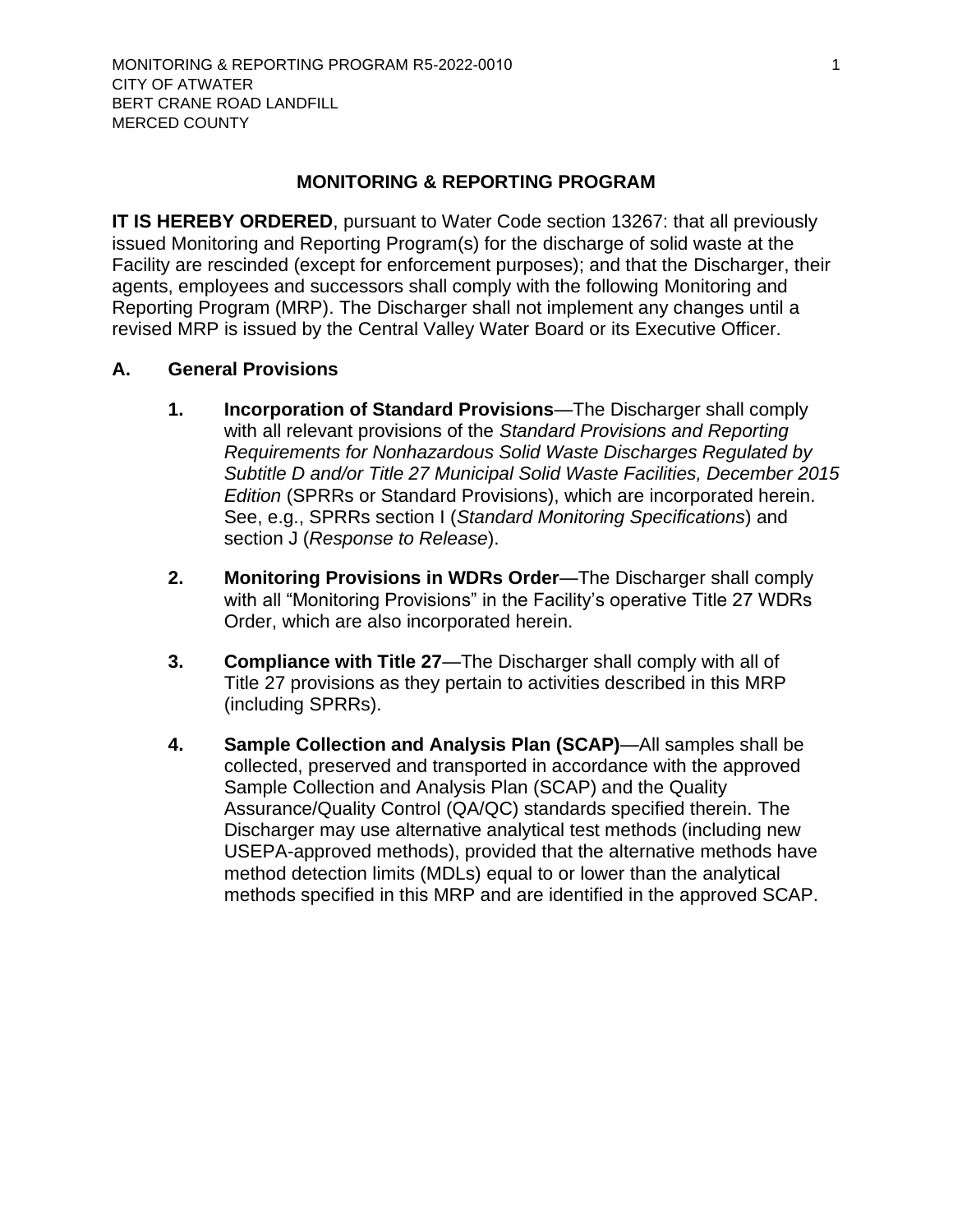# MONITORING & REPORTING PROGRAM

**IT IS HEREBY ORDERED**, pursuant to Water Code section 13267: that all previously issued Monitoring and Reporting Program(s) for the discharge of solid waste at the Facility are rescinded (except for enforcement purposes); and that the Discharger, their agents, employees and successors shall comply with the following Monitoring and Reporting Program (MRP). The Discharger shall not implement any changes until a revised MRP is issued by the Central Valley Water Board or its Executive Officer.

## A. General Provisions

1. **Incorporation of Standard Provisions**—The Discharger shall comply with all relevant provisions of the *Standard Provisions and Reporting Requirements for Nonhazardous Solid Waste Discharges Regulated by Subtitle D and/or Title 27 Municipal Solid Waste Facilities, December 2015 Edition* (SPRRs or Standard Provisions), which are incorporated herein. See, e.g., SPRRs section I (*Standard Monitoring Specifications*) and section J (*Response to Release*).

2. **Monitoring Provisions in WDRs Order**—The Discharger shall comply with all "Monitoring Provisions" in the Facility's operative Title 27 WDRs Order, which are also incorporated herein.

3. **Compliance with Title 27**—The Discharger shall comply with all of Title 27 provisions as they pertain to activities described in this MRP (including SPRRs).

4. **Sample Collection and Analysis Plan (SCAP)**—All samples shall be collected, preserved and transported in accordance with the approved Sample Collection and Analysis Plan (SCAP) and the Quality Assurance/Quality Control (QA/QC) standards specified therein. The Discharger may use alternative analytical test methods (including new USEPA-approved methods), provided that the alternative methods have method detection limits (MDLs) equal to or lower than the analytical methods specified in this MRP and are identified in the approved SCAP.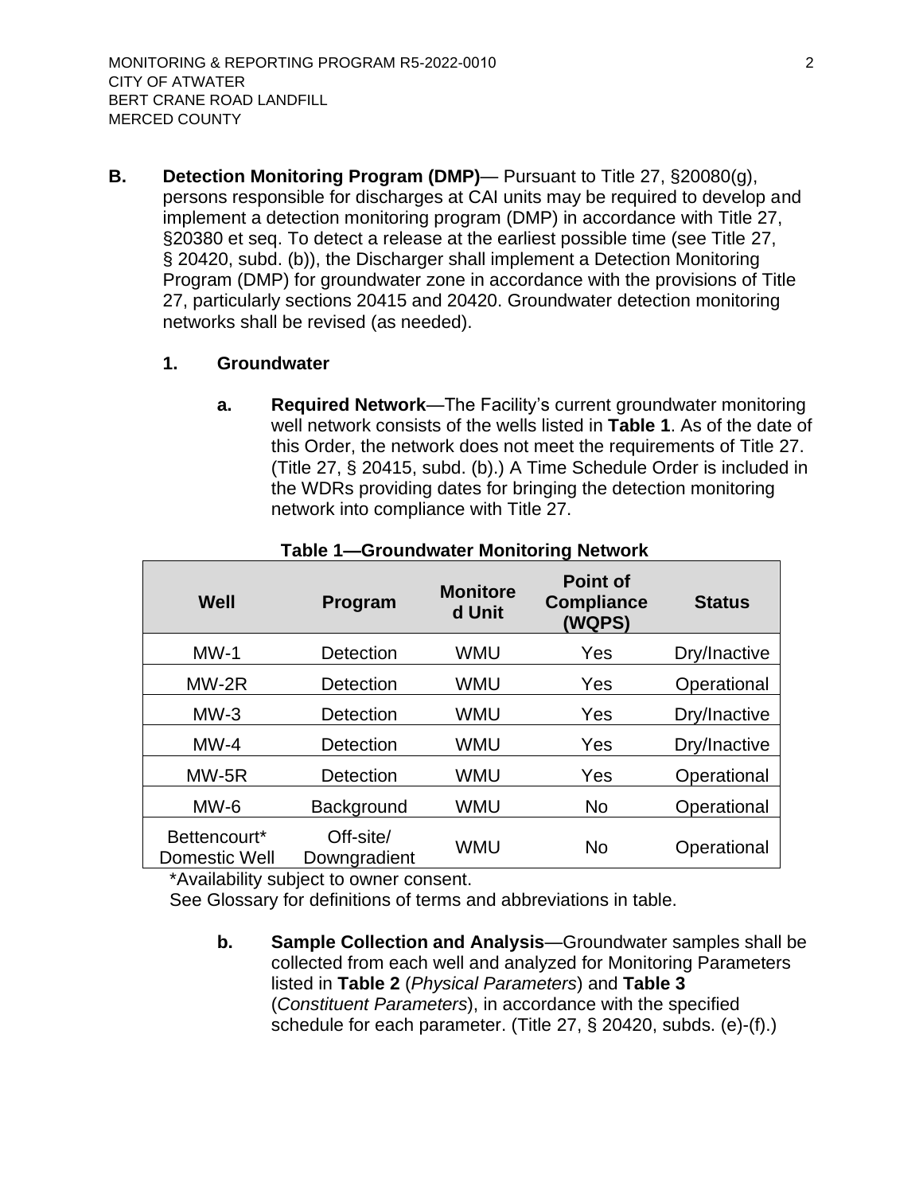**B. Detection Monitoring Program (DMP)**— Pursuant to Title 27, §20080(g), persons responsible for discharges at CAI units may be required to develop and implement a detection monitoring program (DMP) in accordance with Title 27, §20380 et seq. To detect a release at the earliest possible time (see Title 27, § 20420, subd. (b)), the Discharger shall implement a Detection Monitoring Program (DMP) for groundwater zone in accordance with the provisions of Title 27, particularly sections 20415 and 20420. Groundwater detection monitoring networks shall be revised (as needed).

**1. Groundwater**

**a. Required Network**—The Facility's current groundwater monitoring well network consists of the wells listed in **Table 1**. As of the date of this Order, the network does not meet the requirements of Title 27. (Title 27, § 20415, subd. (b).) A Time Schedule Order is included in the WDRs providing dates for bringing the detection monitoring network into compliance with Title 27.

**Table 1—Groundwater Monitoring Network**

| Well | Program | Monitored Unit | Point of Compliance (WQPS) | Status |
|---|---|---|---|---|
| MW-1 | Detection | WMU | Yes | Dry/Inactive |
| MW-2R | Detection | WMU | Yes | Operational |
| MW-3 | Detection | WMU | Yes | Dry/Inactive |
| MW-4 | Detection | WMU | Yes | Dry/Inactive |
| MW-5R | Detection | WMU | Yes | Operational |
| MW-6 | Background | WMU | No | Operational |
| Bettencourt* Domestic Well | Off-site/ Downgradient | WMU | No | Operational |

*Availability subject to owner consent.
See Glossary for definitions of terms and abbreviations in table.

**b. Sample Collection and Analysis**—Groundwater samples shall be collected from each well and analyzed for Monitoring Parameters listed in **Table 2** (*Physical Parameters*) and **Table 3** (*Constituent Parameters*), in accordance with the specified schedule for each parameter. (Title 27, § 20420, subds. (e)-(f).)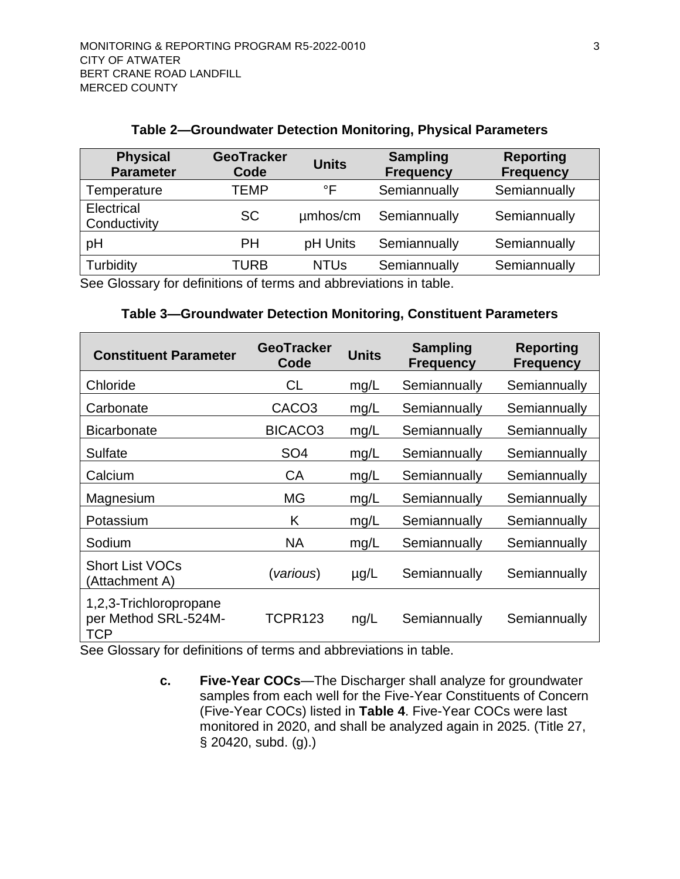**Table 2—Groundwater Detection Monitoring, Physical Parameters**

| Physical Parameter | GeoTracker Code | Units | Sampling Frequency | Reporting Frequency |
| --- | --- | --- | --- | --- |
| Temperature | TEMP | °F | Semiannually | Semiannually |
| Electrical Conductivity | SC | µmhos/cm | Semiannually | Semiannually |
| pH | PH | pH Units | Semiannually | Semiannually |
| Turbidity | TURB | NTUs | Semiannually | Semiannually |

See Glossary for definitions of terms and abbreviations in table.

**Table 3—Groundwater Detection Monitoring, Constituent Parameters**

| Constituent Parameter | GeoTracker Code | Units | Sampling Frequency | Reporting Frequency |
| --- | --- | --- | --- | --- |
| Chloride | CL | mg/L | Semiannually | Semiannually |
| Carbonate | CACO3 | mg/L | Semiannually | Semiannually |
| Bicarbonate | BICACO3 | mg/L | Semiannually | Semiannually |
| Sulfate | SO4 | mg/L | Semiannually | Semiannually |
| Calcium | CA | mg/L | Semiannually | Semiannually |
| Magnesium | MG | mg/L | Semiannually | Semiannually |
| Potassium | K | mg/L | Semiannually | Semiannually |
| Sodium | NA | mg/L | Semiannually | Semiannually |
| Short List VOCs (Attachment A) | (*various*) | µg/L | Semiannually | Semiannually |
| 1,2,3-Trichloropropane per Method SRL-524M-TCP | TCPR123 | ng/L | Semiannually | Semiannually |

See Glossary for definitions of terms and abbreviations in table.

c. **Five-Year COCs**—The Discharger shall analyze for groundwater samples from each well for the Five-Year Constituents of Concern (Five-Year COCs) listed in **Table 4**. Five-Year COCs were last monitored in 2020, and shall be analyzed again in 2025. (Title 27, § 20420, subd. (g).)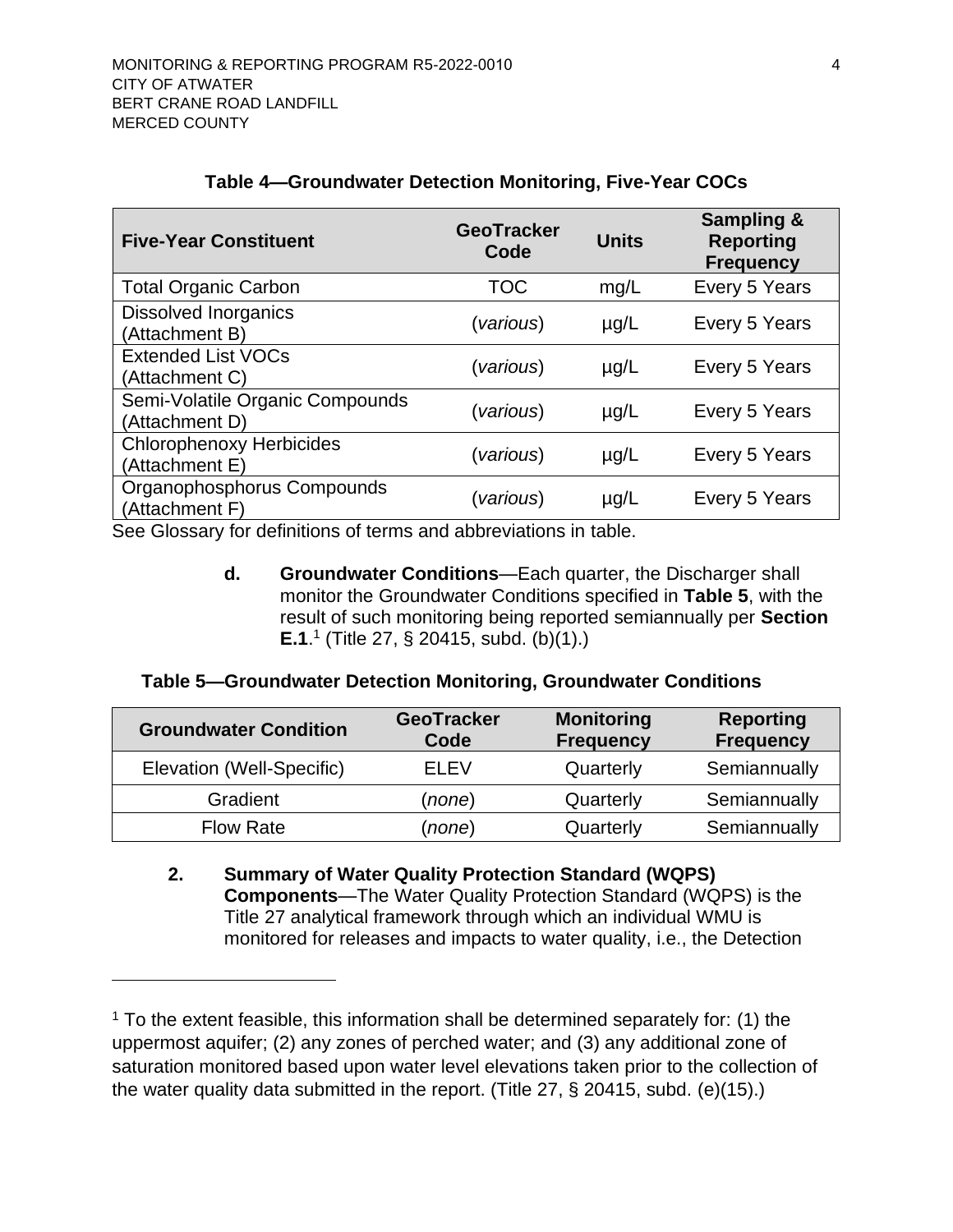**Table 4—Groundwater Detection Monitoring, Five-Year COCs**

| Five-Year Constituent | GeoTracker Code | Units | Sampling & Reporting Frequency |
|---|---|---|---|
| Total Organic Carbon | TOC | mg/L | Every 5 Years |
| Dissolved Inorganics (Attachment B) | (*various*) | µg/L | Every 5 Years |
| Extended List VOCs (Attachment C) | (*various*) | µg/L | Every 5 Years |
| Semi-Volatile Organic Compounds (Attachment D) | (*various*) | µg/L | Every 5 Years |
| Chlorophenoxy Herbicides (Attachment E) | (*various*) | µg/L | Every 5 Years |
| Organophosphorus Compounds (Attachment F) | (*various*) | µg/L | Every 5 Years |

See Glossary for definitions of terms and abbreviations in table.

**d. Groundwater Conditions**—Each quarter, the Discharger shall monitor the Groundwater Conditions specified in **Table 5**, with the result of such monitoring being reported semiannually per **Section E.1**.[1] (Title 27, § 20415, subd. (b)(1).)

**Table 5—Groundwater Detection Monitoring, Groundwater Conditions**

| Groundwater Condition | GeoTracker Code | Monitoring Frequency | Reporting Frequency |
|---|---|---|---|
| Elevation (Well-Specific) | ELEV | Quarterly | Semiannually |
| Gradient | (*none*) | Quarterly | Semiannually |
| Flow Rate | (*none*) | Quarterly | Semiannually |

**2. Summary of Water Quality Protection Standard (WQPS) Components**—The Water Quality Protection Standard (WQPS) is the Title 27 analytical framework through which an individual WMU is monitored for releases and impacts to water quality, i.e., the Detection

[1] To the extent feasible, this information shall be determined separately for: (1) the uppermost aquifer; (2) any zones of perched water; and (3) any additional zone of saturation monitored based upon water level elevations taken prior to the collection of the water quality data submitted in the report. (Title 27, § 20415, subd. (e)(15).)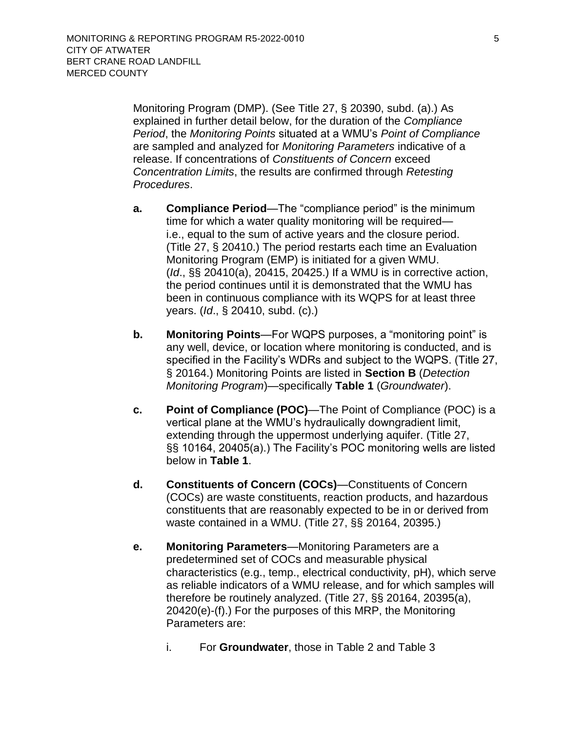Monitoring Program (DMP). (See Title 27, § 20390, subd. (a).) As explained in further detail below, for the duration of the *Compliance Period*, the *Monitoring Points* situated at a WMU's *Point of Compliance* are sampled and analyzed for *Monitoring Parameters* indicative of a release. If concentrations of *Constituents of Concern* exceed *Concentration Limits*, the results are confirmed through *Retesting Procedures*.

**a.** **Compliance Period**—The "compliance period" is the minimum time for which a water quality monitoring will be required—i.e., equal to the sum of active years and the closure period. (Title 27, § 20410.) The period restarts each time an Evaluation Monitoring Program (EMP) is initiated for a given WMU. (*Id*., §§ 20410(a), 20415, 20425.) If a WMU is in corrective action, the period continues until it is demonstrated that the WMU has been in continuous compliance with its WQPS for at least three years. (*Id*., § 20410, subd. (c).)

**b.** **Monitoring Points**—For WQPS purposes, a "monitoring point" is any well, device, or location where monitoring is conducted, and is specified in the Facility's WDRs and subject to the WQPS. (Title 27, § 20164.) Monitoring Points are listed in **Section B** (*Detection Monitoring Program*)—specifically **Table 1** (*Groundwater*).

**c.** **Point of Compliance (POC)**—The Point of Compliance (POC) is a vertical plane at the WMU's hydraulically downgradient limit, extending through the uppermost underlying aquifer. (Title 27, §§ 10164, 20405(a).) The Facility's POC monitoring wells are listed below in **Table 1**.

**d.** **Constituents of Concern (COCs)**—Constituents of Concern (COCs) are waste constituents, reaction products, and hazardous constituents that are reasonably expected to be in or derived from waste contained in a WMU. (Title 27, §§ 20164, 20395.)

**e.** **Monitoring Parameters**—Monitoring Parameters are a predetermined set of COCs and measurable physical characteristics (e.g., temp., electrical conductivity, pH), which serve as reliable indicators of a WMU release, and for which samples will therefore be routinely analyzed. (Title 27, §§ 20164, 20395(a), 20420(e)-(f).) For the purposes of this MRP, the Monitoring Parameters are:

i. For **Groundwater**, those in Table 2 and Table 3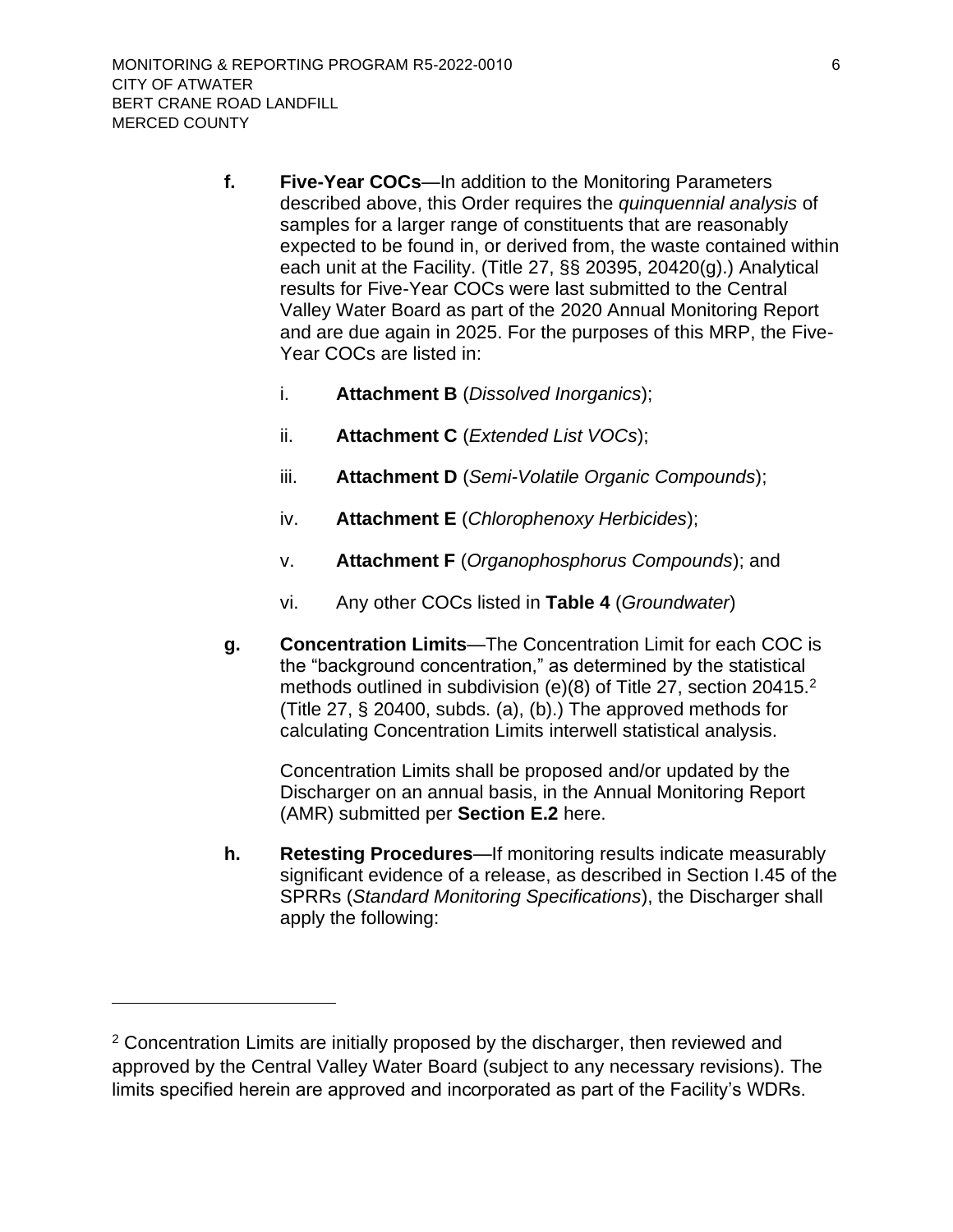**f.** **Five-Year COCs**—In addition to the Monitoring Parameters described above, this Order requires the *quinquennial analysis* of samples for a larger range of constituents that are reasonably expected to be found in, or derived from, the waste contained within each unit at the Facility. (Title 27, §§ 20395, 20420(g).) Analytical results for Five-Year COCs were last submitted to the Central Valley Water Board as part of the 2020 Annual Monitoring Report and are due again in 2025. For the purposes of this MRP, the Five-Year COCs are listed in:

i. **Attachment B** (*Dissolved Inorganics*);

ii. **Attachment C** (*Extended List VOCs*);

iii. **Attachment D** (*Semi-Volatile Organic Compounds*);

iv. **Attachment E** (*Chlorophenoxy Herbicides*);

v. **Attachment F** (*Organophosphorus Compounds*); and

vi. Any other COCs listed in **Table 4** (*Groundwater*)

**g.** **Concentration Limits**—The Concentration Limit for each COC is the "background concentration," as determined by the statistical methods outlined in subdivision (e)(8) of Title 27, section 20415.[2] (Title 27, § 20400, subds. (a), (b).) The approved methods for calculating Concentration Limits interwell statistical analysis.

Concentration Limits shall be proposed and/or updated by the Discharger on an annual basis, in the Annual Monitoring Report (AMR) submitted per **Section E.2** here.

**h.** **Retesting Procedures**—If monitoring results indicate measurably significant evidence of a release, as described in Section I.45 of the SPRRs (*Standard Monitoring Specifications*), the Discharger shall apply the following:

---

[2] Concentration Limits are initially proposed by the discharger, then reviewed and approved by the Central Valley Water Board (subject to any necessary revisions). The limits specified herein are approved and incorporated as part of the Facility's WDRs.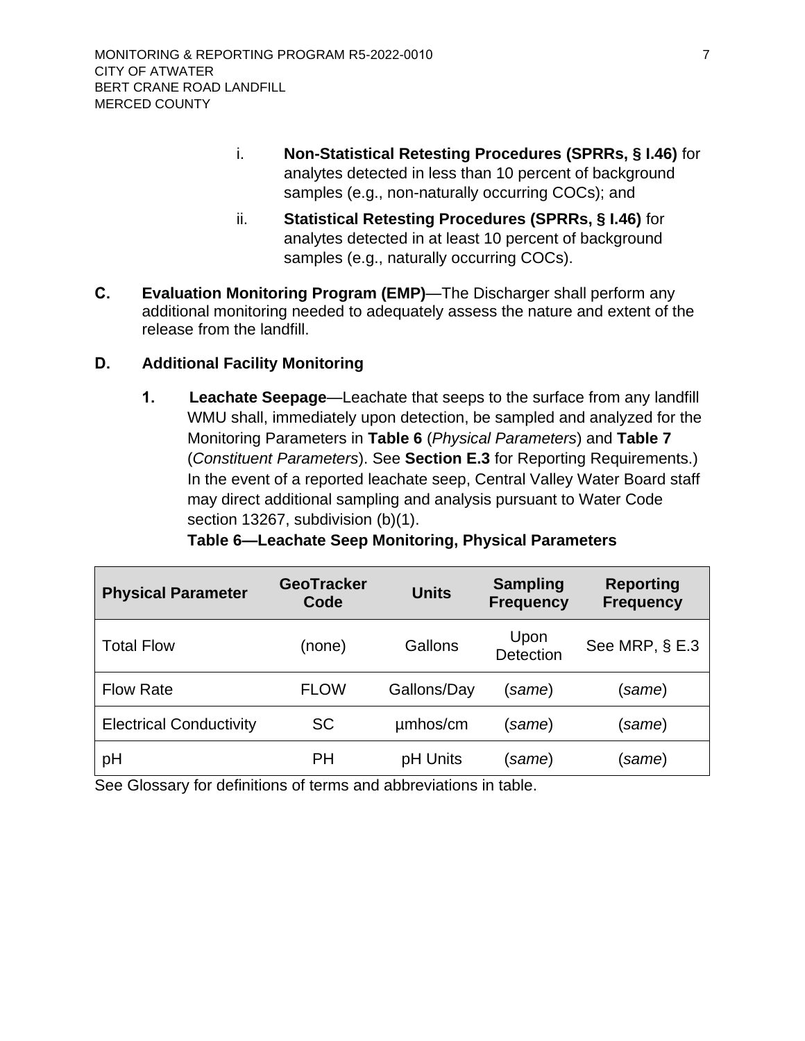i. **Non-Statistical Retesting Procedures (SPRRs, § I.46)** for analytes detected in less than 10 percent of background samples (e.g., non-naturally occurring COCs); and

ii. **Statistical Retesting Procedures (SPRRs, § I.46)** for analytes detected in at least 10 percent of background samples (e.g., naturally occurring COCs).

**C. Evaluation Monitoring Program (EMP)**—The Discharger shall perform any additional monitoring needed to adequately assess the nature and extent of the release from the landfill.

**D. Additional Facility Monitoring**

**1. Leachate Seepage**—Leachate that seeps to the surface from any landfill WMU shall, immediately upon detection, be sampled and analyzed for the Monitoring Parameters in **Table 6** (*Physical Parameters*) and **Table 7** (*Constituent Parameters*). See **Section E.3** for Reporting Requirements.) In the event of a reported leachate seep, Central Valley Water Board staff may direct additional sampling and analysis pursuant to Water Code section 13267, subdivision (b)(1).

**Table 6—Leachate Seep Monitoring, Physical Parameters**

| Physical Parameter | GeoTracker Code | Units | Sampling Frequency | Reporting Frequency |
|---|---|---|---|---|
| Total Flow | (none) | Gallons | Upon Detection | See MRP, § E.3 |
| Flow Rate | FLOW | Gallons/Day | (*same*) | (*same*) |
| Electrical Conductivity | SC | µmhos/cm | (*same*) | (*same*) |
| pH | PH | pH Units | (*same*) | (*same*) |

See Glossary for definitions of terms and abbreviations in table.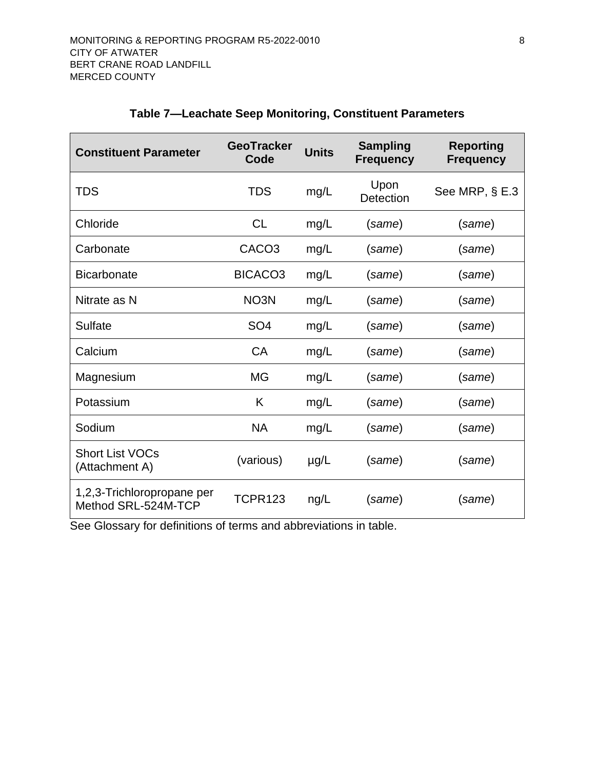### Table 7—Leachate Seep Monitoring, Constituent Parameters

| Constituent Parameter | GeoTracker Code | Units | Sampling Frequency | Reporting Frequency |
|---|---|---|---|---|
| TDS | TDS | mg/L | Upon Detection | See MRP, § E.3 |
| Chloride | CL | mg/L | (*same*) | (*same*) |
| Carbonate | CACO3 | mg/L | (*same*) | (*same*) |
| Bicarbonate | BICACO3 | mg/L | (*same*) | (*same*) |
| Nitrate as N | NO3N | mg/L | (*same*) | (*same*) |
| Sulfate | SO4 | mg/L | (*same*) | (*same*) |
| Calcium | CA | mg/L | (*same*) | (*same*) |
| Magnesium | MG | mg/L | (*same*) | (*same*) |
| Potassium | K | mg/L | (*same*) | (*same*) |
| Sodium | NA | mg/L | (*same*) | (*same*) |
| Short List VOCs (Attachment A) | (various) | µg/L | (*same*) | (*same*) |
| 1,2,3-Trichloropropane per Method SRL-524M-TCP | TCPR123 | ng/L | (*same*) | (*same*) |

See Glossary for definitions of terms and abbreviations in table.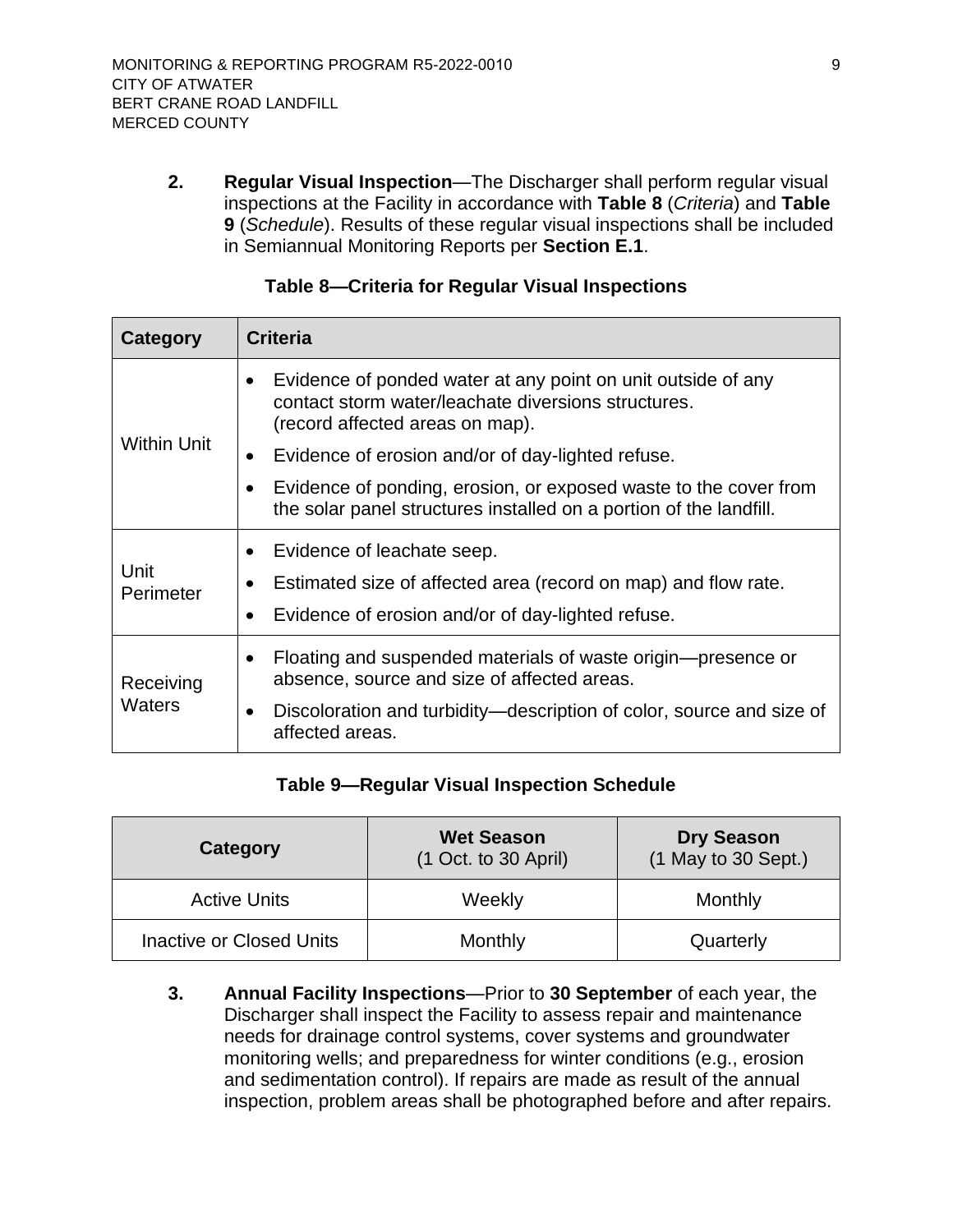2. **Regular Visual Inspection**—The Discharger shall perform regular visual inspections at the Facility in accordance with **Table 8** (*Criteria*) and **Table 9** (*Schedule*). Results of these regular visual inspections shall be included in Semiannual Monitoring Reports per **Section E.1**.

**Table 8—Criteria for Regular Visual Inspections**

| Category | Criteria |
|---|---|
| Within Unit | • Evidence of ponded water at any point on unit outside of any contact storm water/leachate diversions structures. (record affected areas on map).<br>• Evidence of erosion and/or of day-lighted refuse.<br>• Evidence of ponding, erosion, or exposed waste to the cover from the solar panel structures installed on a portion of the landfill. |
| Unit Perimeter | • Evidence of leachate seep.<br>• Estimated size of affected area (record on map) and flow rate.<br>• Evidence of erosion and/or of day-lighted refuse. |
| Receiving Waters | • Floating and suspended materials of waste origin—presence or absence, source and size of affected areas.<br>• Discoloration and turbidity—description of color, source and size of affected areas. |

**Table 9—Regular Visual Inspection Schedule**

| Category | Wet Season (1 Oct. to 30 April) | Dry Season (1 May to 30 Sept.) |
|---|---|---|
| Active Units | Weekly | Monthly |
| Inactive or Closed Units | Monthly | Quarterly |

3. **Annual Facility Inspections**—Prior to **30 September** of each year, the Discharger shall inspect the Facility to assess repair and maintenance needs for drainage control systems, cover systems and groundwater monitoring wells; and preparedness for winter conditions (e.g., erosion and sedimentation control). If repairs are made as result of the annual inspection, problem areas shall be photographed before and after repairs.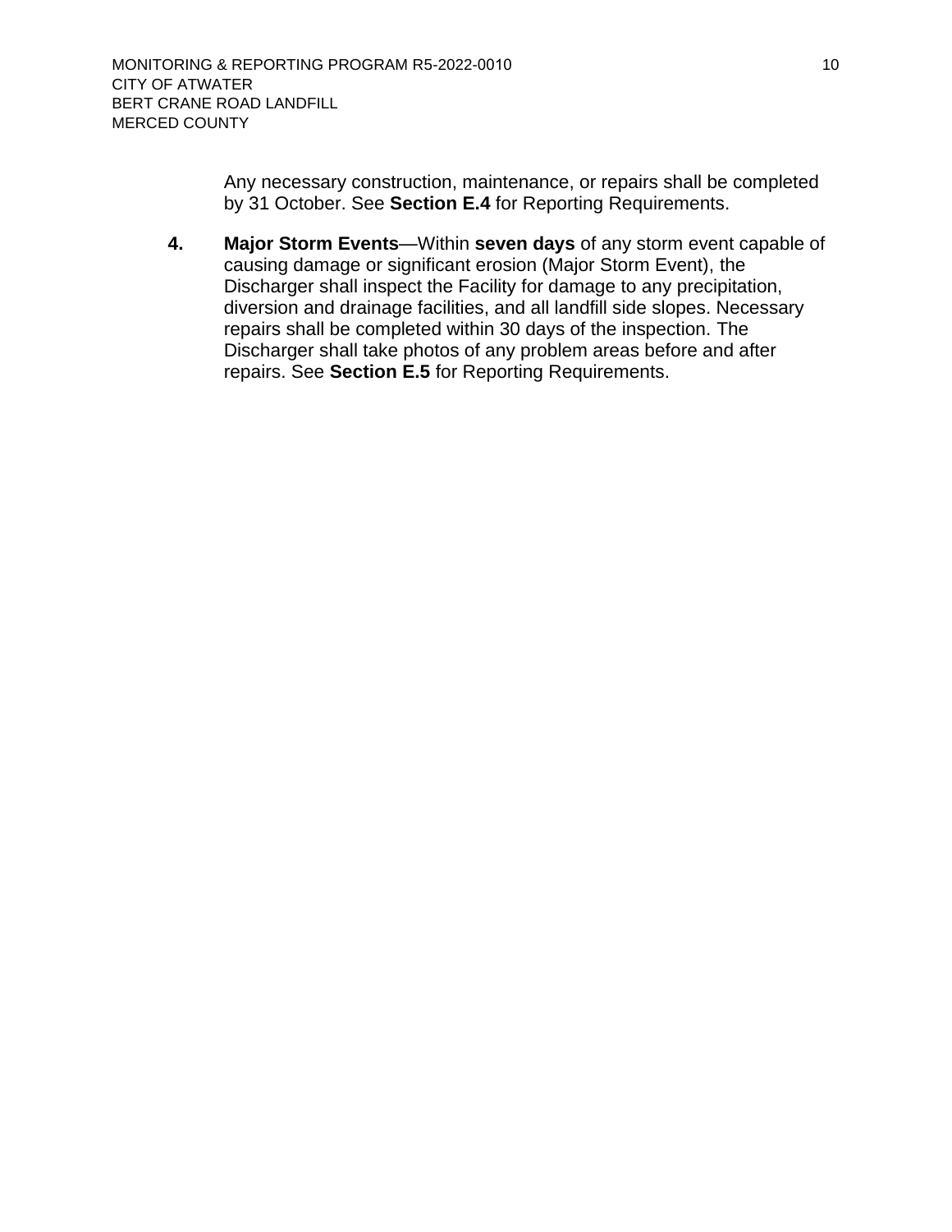Any necessary construction, maintenance, or repairs shall be completed by 31 October. See **Section E.4** for Reporting Requirements.

4. **Major Storm Events**—Within **seven days** of any storm event capable of causing damage or significant erosion (Major Storm Event), the Discharger shall inspect the Facility for damage to any precipitation, diversion and drainage facilities, and all landfill side slopes. Necessary repairs shall be completed within 30 days of the inspection. The Discharger shall take photos of any problem areas before and after repairs. See **Section E.5** for Reporting Requirements.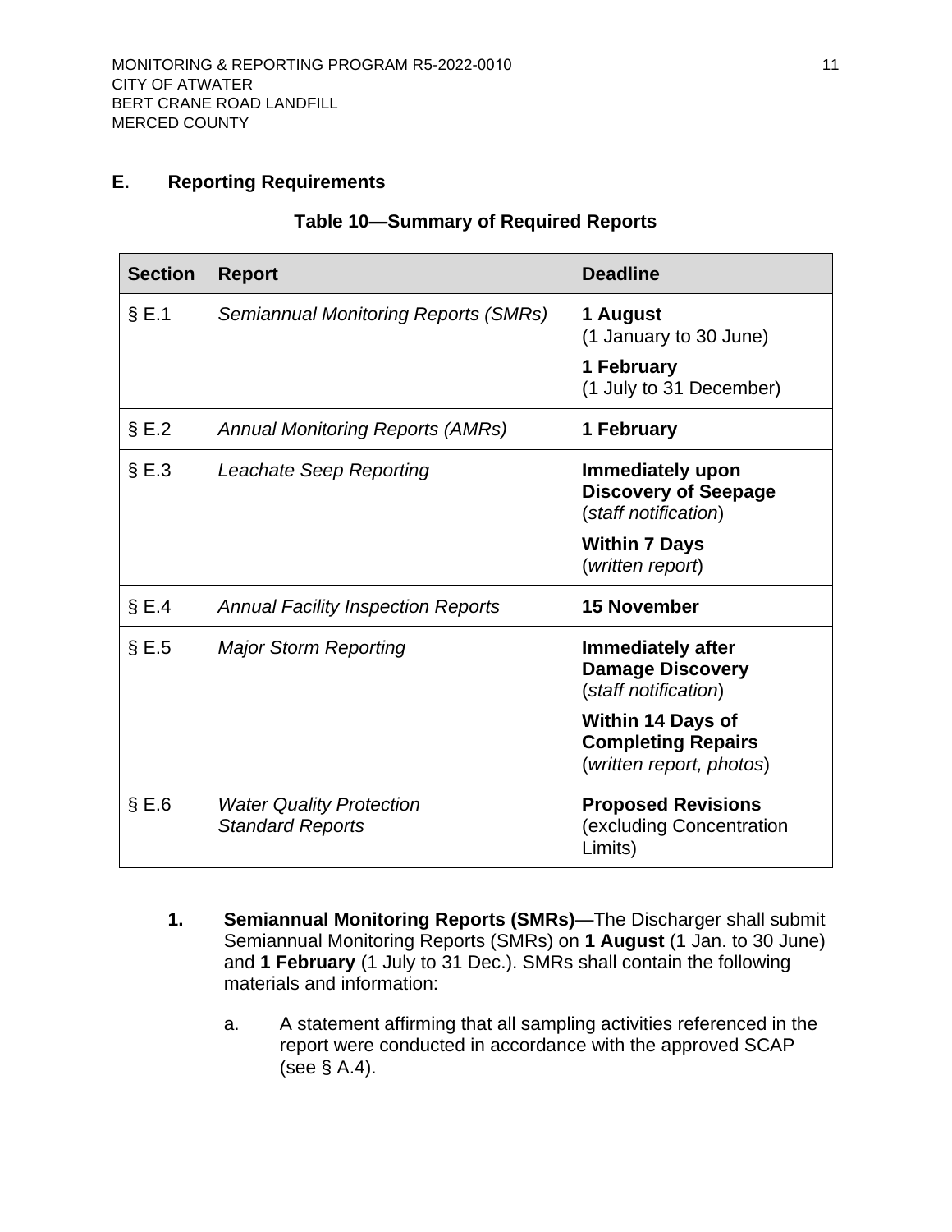## E. Reporting Requirements

**Table 10—Summary of Required Reports**

| Section | Report | Deadline |
|---|---|---|
| § E.1 | *Semiannual Monitoring Reports (SMRs)* | **1 August** (1 January to 30 June)<br>**1 February** (1 July to 31 December) |
| § E.2 | *Annual Monitoring Reports (AMRs)* | **1 February** |
| § E.3 | *Leachate Seep Reporting* | **Immediately upon Discovery of Seepage** (*staff notification*)<br>**Within 7 Days** (*written report*) |
| § E.4 | *Annual Facility Inspection Reports* | **15 November** |
| § E.5 | *Major Storm Reporting* | **Immediately after Damage Discovery** (*staff notification*)<br>**Within 14 Days of Completing Repairs** (*written report, photos*) |
| § E.6 | *Water Quality Protection Standard Reports* | **Proposed Revisions** (excluding Concentration Limits) |

1. **Semiannual Monitoring Reports (SMRs)**—The Discharger shall submit Semiannual Monitoring Reports (SMRs) on **1 August** (1 Jan. to 30 June) and **1 February** (1 July to 31 Dec.). SMRs shall contain the following materials and information:

   a. A statement affirming that all sampling activities referenced in the report were conducted in accordance with the approved SCAP (see § A.4).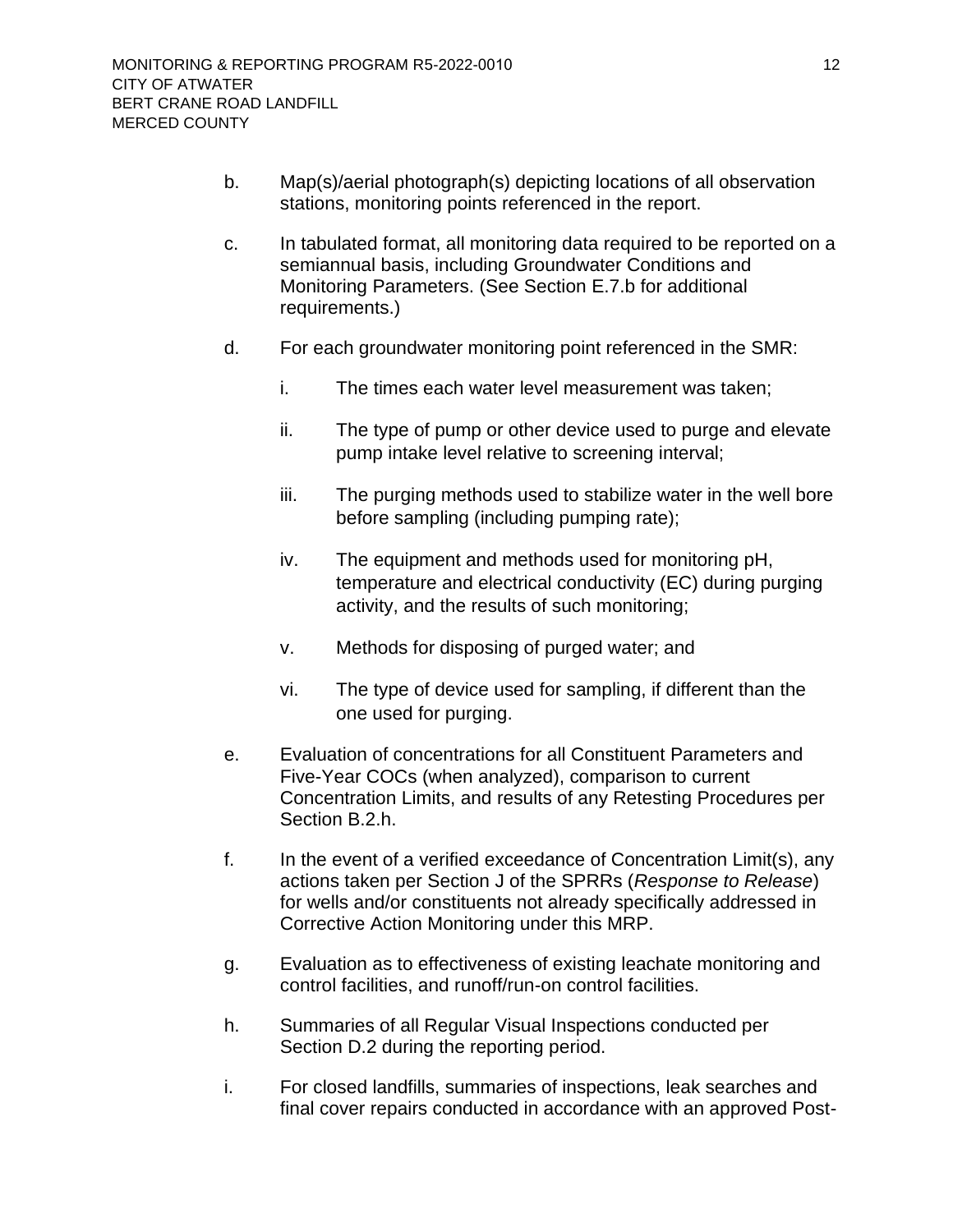b. Map(s)/aerial photograph(s) depicting locations of all observation stations, monitoring points referenced in the report.

c. In tabulated format, all monitoring data required to be reported on a semiannual basis, including Groundwater Conditions and Monitoring Parameters. (See Section E.7.b for additional requirements.)

d. For each groundwater monitoring point referenced in the SMR:

   i. The times each water level measurement was taken;

   ii. The type of pump or other device used to purge and elevate pump intake level relative to screening interval;

   iii. The purging methods used to stabilize water in the well bore before sampling (including pumping rate);

   iv. The equipment and methods used for monitoring pH, temperature and electrical conductivity (EC) during purging activity, and the results of such monitoring;

   v. Methods for disposing of purged water; and

   vi. The type of device used for sampling, if different than the one used for purging.

e. Evaluation of concentrations for all Constituent Parameters and Five-Year COCs (when analyzed), comparison to current Concentration Limits, and results of any Retesting Procedures per Section B.2.h.

f. In the event of a verified exceedance of Concentration Limit(s), any actions taken per Section J of the SPRRs (*Response to Release*) for wells and/or constituents not already specifically addressed in Corrective Action Monitoring under this MRP.

g. Evaluation as to effectiveness of existing leachate monitoring and control facilities, and runoff/run-on control facilities.

h. Summaries of all Regular Visual Inspections conducted per Section D.2 during the reporting period.

i. For closed landfills, summaries of inspections, leak searches and final cover repairs conducted in accordance with an approved Post-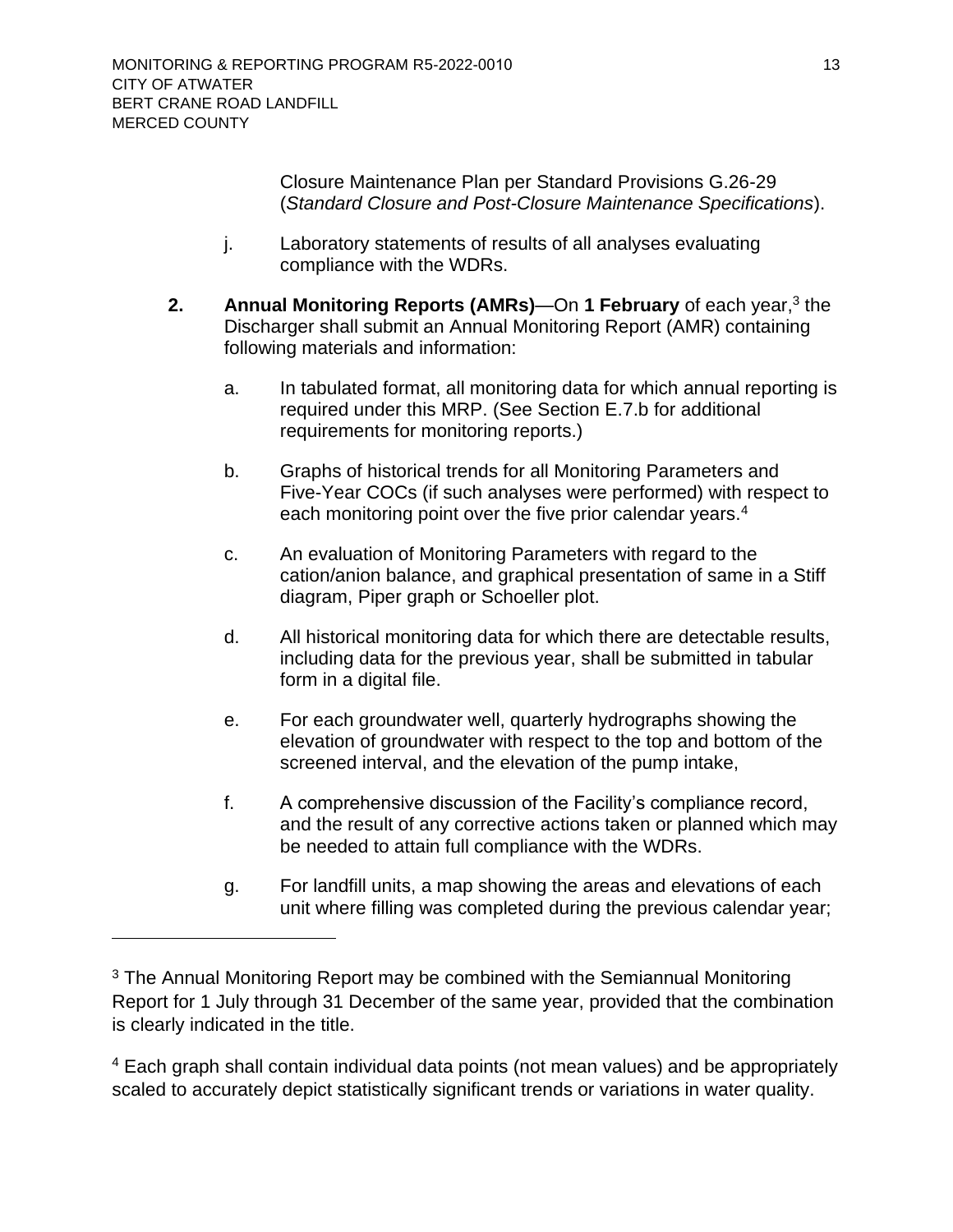Closure Maintenance Plan per Standard Provisions G.26-29 (*Standard Closure and Post-Closure Maintenance Specifications*).

j. Laboratory statements of results of all analyses evaluating compliance with the WDRs.

**2. Annual Monitoring Reports (AMRs)**—On **1 February** of each year,[3] the Discharger shall submit an Annual Monitoring Report (AMR) containing following materials and information:

a. In tabulated format, all monitoring data for which annual reporting is required under this MRP. (See Section E.7.b for additional requirements for monitoring reports.)

b. Graphs of historical trends for all Monitoring Parameters and Five-Year COCs (if such analyses were performed) with respect to each monitoring point over the five prior calendar years.[4]

c. An evaluation of Monitoring Parameters with regard to the cation/anion balance, and graphical presentation of same in a Stiff diagram, Piper graph or Schoeller plot.

d. All historical monitoring data for which there are detectable results, including data for the previous year, shall be submitted in tabular form in a digital file.

e. For each groundwater well, quarterly hydrographs showing the elevation of groundwater with respect to the top and bottom of the screened interval, and the elevation of the pump intake,

f. A comprehensive discussion of the Facility's compliance record, and the result of any corrective actions taken or planned which may be needed to attain full compliance with the WDRs.

g. For landfill units, a map showing the areas and elevations of each unit where filling was completed during the previous calendar year;

---

[3] The Annual Monitoring Report may be combined with the Semiannual Monitoring Report for 1 July through 31 December of the same year, provided that the combination is clearly indicated in the title.

[4] Each graph shall contain individual data points (not mean values) and be appropriately scaled to accurately depict statistically significant trends or variations in water quality.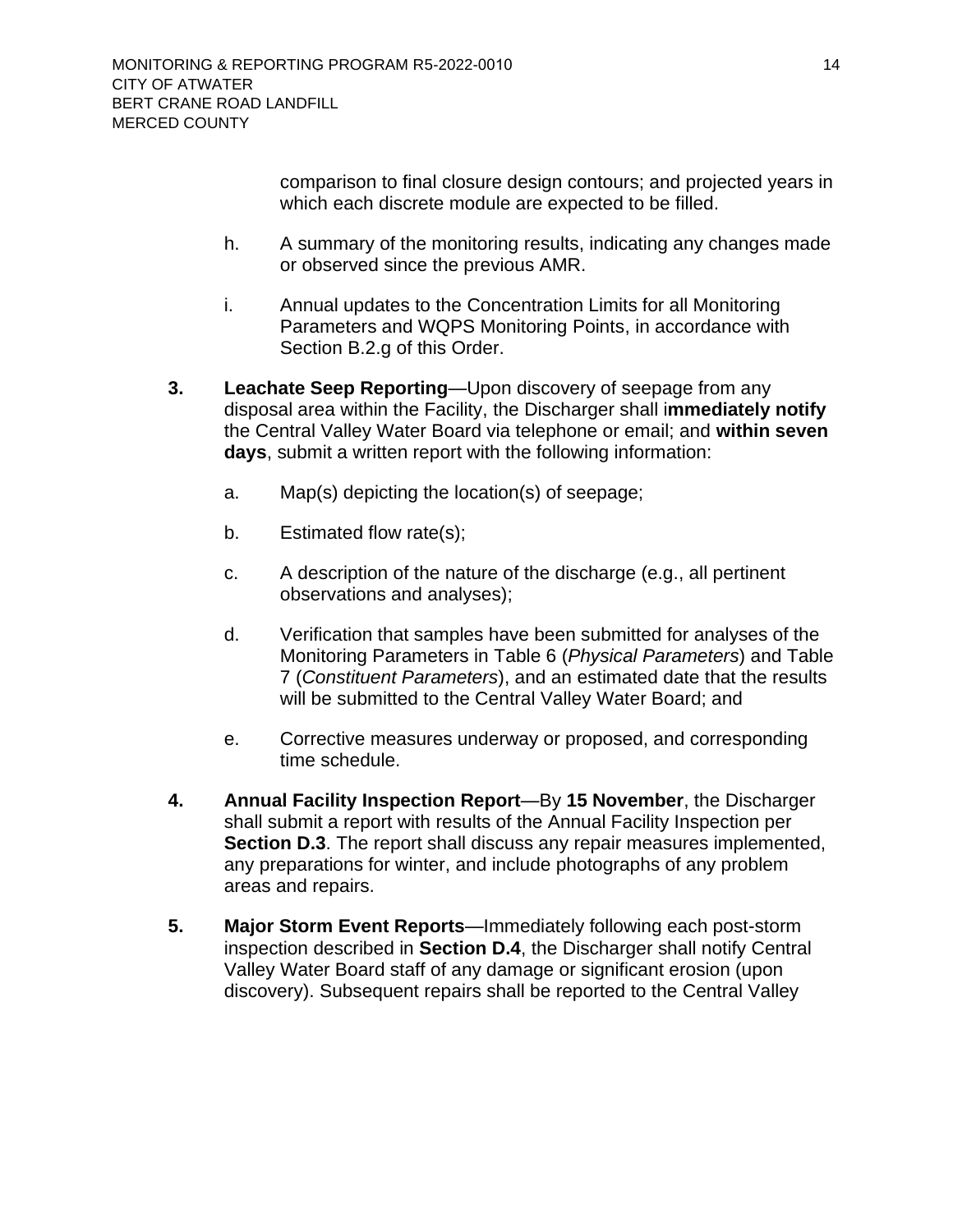comparison to final closure design contours; and projected years in which each discrete module are expected to be filled.

h. A summary of the monitoring results, indicating any changes made or observed since the previous AMR.

i. Annual updates to the Concentration Limits for all Monitoring Parameters and WQPS Monitoring Points, in accordance with Section B.2.g of this Order.

**3. Leachate Seep Reporting**—Upon discovery of seepage from any disposal area within the Facility, the Discharger shall i**mmediately notify** the Central Valley Water Board via telephone or email; and **within seven days**, submit a written report with the following information:

a. Map(s) depicting the location(s) of seepage;

b. Estimated flow rate(s);

c. A description of the nature of the discharge (e.g., all pertinent observations and analyses);

d. Verification that samples have been submitted for analyses of the Monitoring Parameters in Table 6 (*Physical Parameters*) and Table 7 (*Constituent Parameters*), and an estimated date that the results will be submitted to the Central Valley Water Board; and

e. Corrective measures underway or proposed, and corresponding time schedule.

**4. Annual Facility Inspection Report**—By **15 November**, the Discharger shall submit a report with results of the Annual Facility Inspection per **Section D.3**. The report shall discuss any repair measures implemented, any preparations for winter, and include photographs of any problem areas and repairs.

**5. Major Storm Event Reports**—Immediately following each post-storm inspection described in **Section D.4**, the Discharger shall notify Central Valley Water Board staff of any damage or significant erosion (upon discovery). Subsequent repairs shall be reported to the Central Valley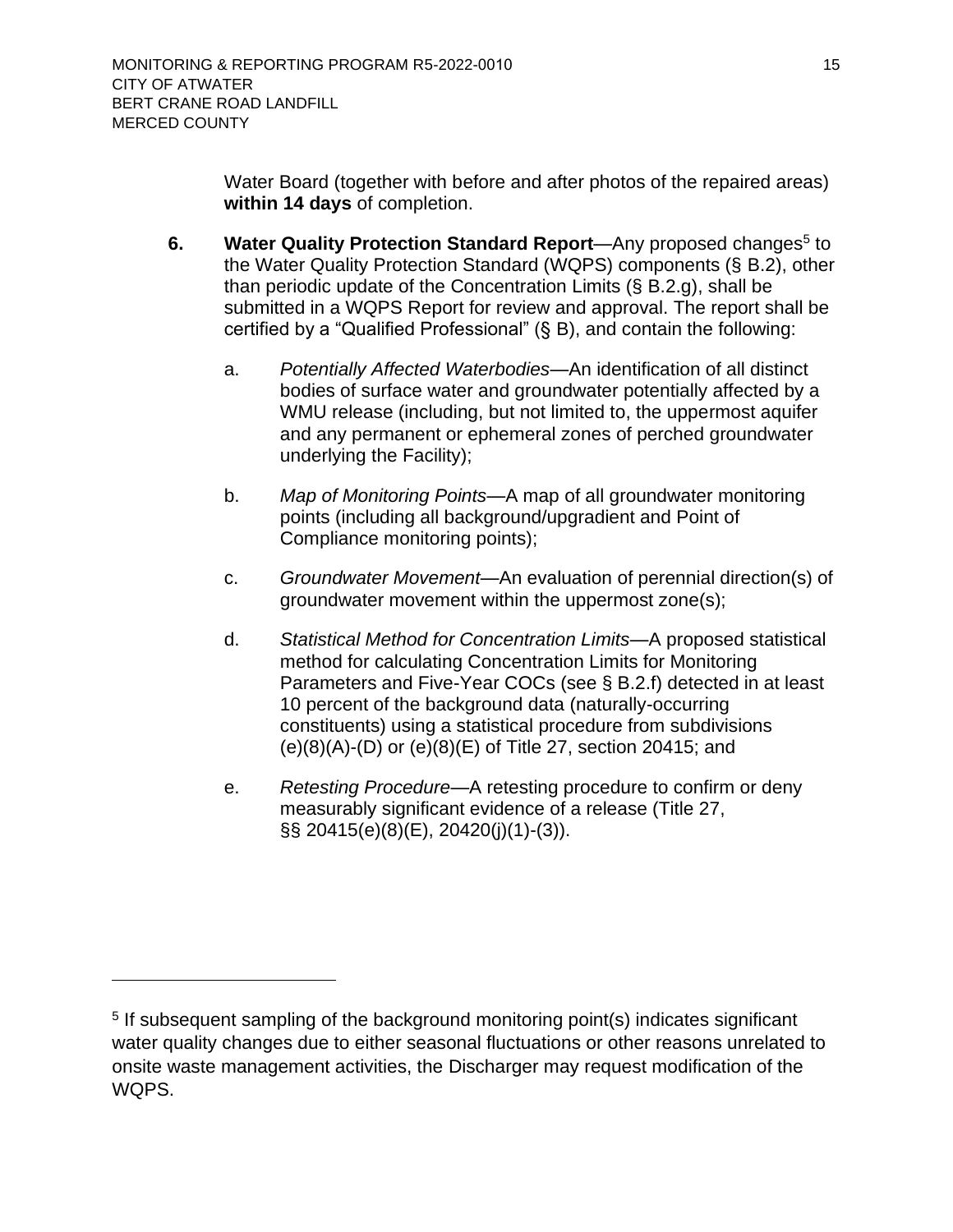Water Board (together with before and after photos of the repaired areas) **within 14 days** of completion.

6. **Water Quality Protection Standard Report**—Any proposed changes[5] to the Water Quality Protection Standard (WQPS) components (§ B.2), other than periodic update of the Concentration Limits (§ B.2.g), shall be submitted in a WQPS Report for review and approval. The report shall be certified by a "Qualified Professional" (§ B), and contain the following:

   a. *Potentially Affected Waterbodies*—An identification of all distinct bodies of surface water and groundwater potentially affected by a WMU release (including, but not limited to, the uppermost aquifer and any permanent or ephemeral zones of perched groundwater underlying the Facility);

   b. *Map of Monitoring Points*—A map of all groundwater monitoring points (including all background/upgradient and Point of Compliance monitoring points);

   c. *Groundwater Movement*—An evaluation of perennial direction(s) of groundwater movement within the uppermost zone(s);

   d. *Statistical Method for Concentration Limits*—A proposed statistical method for calculating Concentration Limits for Monitoring Parameters and Five-Year COCs (see § B.2.f) detected in at least 10 percent of the background data (naturally-occurring constituents) using a statistical procedure from subdivisions (e)(8)(A)-(D) or (e)(8)(E) of Title 27, section 20415; and

   e. *Retesting Procedure*—A retesting procedure to confirm or deny measurably significant evidence of a release (Title 27, §§ 20415(e)(8)(E), 20420(j)(1)-(3)).

---

[5] If subsequent sampling of the background monitoring point(s) indicates significant water quality changes due to either seasonal fluctuations or other reasons unrelated to onsite waste management activities, the Discharger may request modification of the WQPS.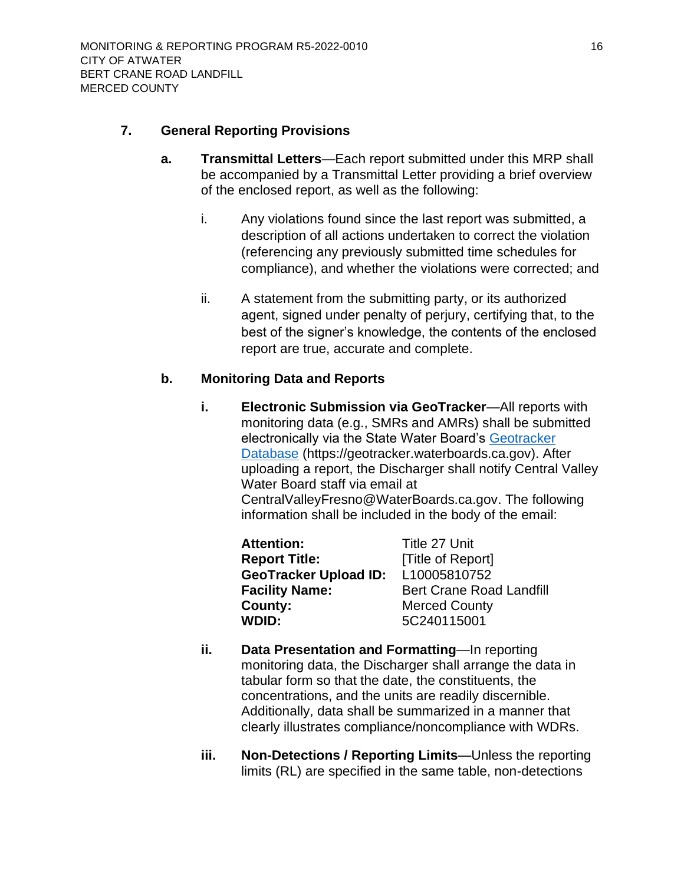### 7. General Reporting Provisions

**a. Transmittal Letters**—Each report submitted under this MRP shall be accompanied by a Transmittal Letter providing a brief overview of the enclosed report, as well as the following:

i. Any violations found since the last report was submitted, a description of all actions undertaken to correct the violation (referencing any previously submitted time schedules for compliance), and whether the violations were corrected; and

ii. A statement from the submitting party, or its authorized agent, signed under penalty of perjury, certifying that, to the best of the signer's knowledge, the contents of the enclosed report are true, accurate and complete.

**b. Monitoring Data and Reports**

**i. Electronic Submission via GeoTracker**—All reports with monitoring data (e.g., SMRs and AMRs) shall be submitted electronically via the State Water Board's Geotracker Database (https://geotracker.waterboards.ca.gov). After uploading a report, the Discharger shall notify Central Valley Water Board staff via email at CentralValleyFresno@WaterBoards.ca.gov. The following information shall be included in the body of the email:

| | |
|---|---|
| **Attention:** | Title 27 Unit |
| **Report Title:** | [Title of Report] |
| **GeoTracker Upload ID:** | L10005810752 |
| **Facility Name:** | Bert Crane Road Landfill |
| **County:** | Merced County |
| **WDID:** | 5C240115001 |

**ii. Data Presentation and Formatting**—In reporting monitoring data, the Discharger shall arrange the data in tabular form so that the date, the constituents, the concentrations, and the units are readily discernible. Additionally, data shall be summarized in a manner that clearly illustrates compliance/noncompliance with WDRs.

**iii. Non-Detections / Reporting Limits**—Unless the reporting limits (RL) are specified in the same table, non-detections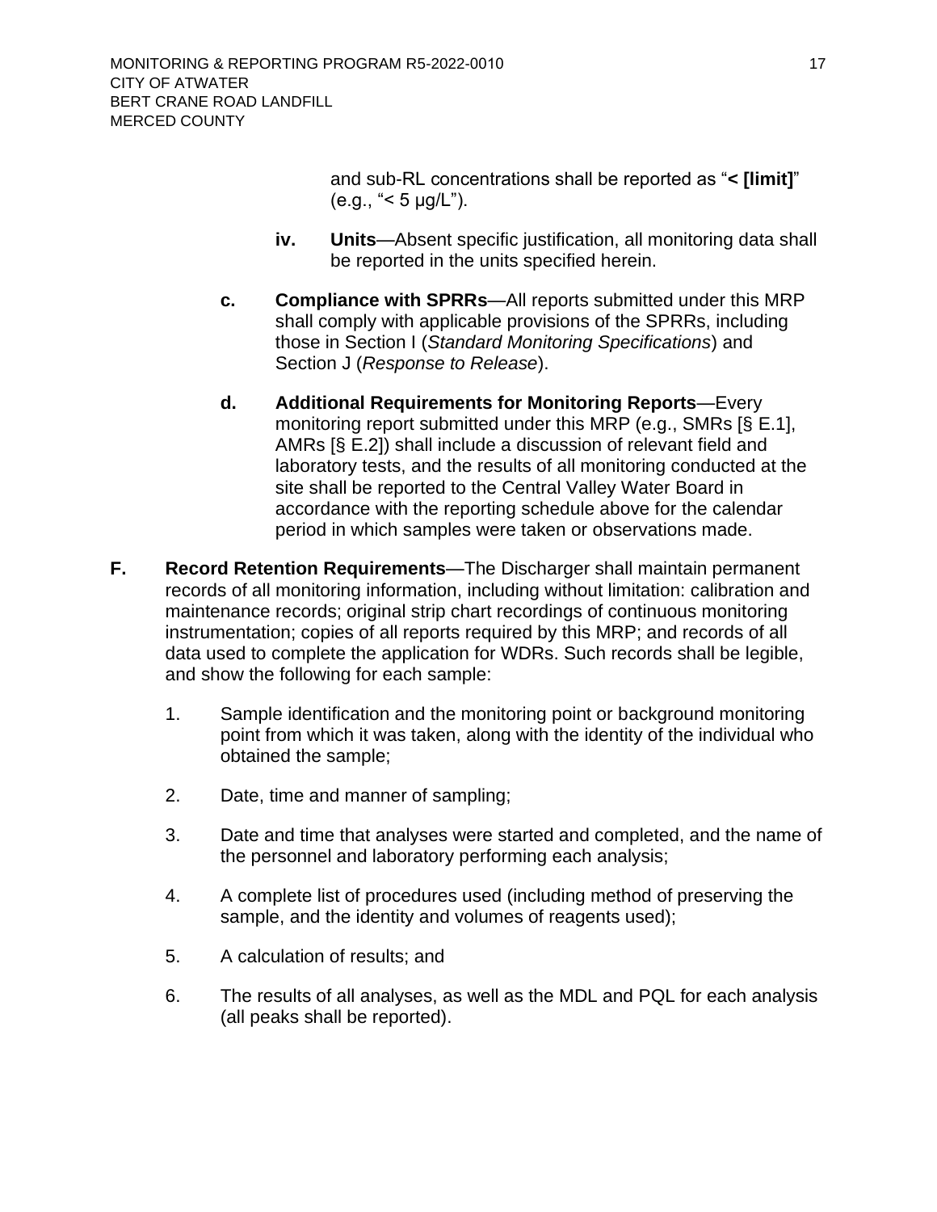and sub-RL concentrations shall be reported as "**< [limit]**" (e.g., "< 5 µg/L").

**iv. Units**—Absent specific justification, all monitoring data shall be reported in the units specified herein.

**c. Compliance with SPRRs**—All reports submitted under this MRP shall comply with applicable provisions of the SPRRs, including those in Section I (*Standard Monitoring Specifications*) and Section J (*Response to Release*).

**d. Additional Requirements for Monitoring Reports**—Every monitoring report submitted under this MRP (e.g., SMRs [§ E.1], AMRs [§ E.2]) shall include a discussion of relevant field and laboratory tests, and the results of all monitoring conducted at the site shall be reported to the Central Valley Water Board in accordance with the reporting schedule above for the calendar period in which samples were taken or observations made.

**F. Record Retention Requirements**—The Discharger shall maintain permanent records of all monitoring information, including without limitation: calibration and maintenance records; original strip chart recordings of continuous monitoring instrumentation; copies of all reports required by this MRP; and records of all data used to complete the application for WDRs. Such records shall be legible, and show the following for each sample:

1. Sample identification and the monitoring point or background monitoring point from which it was taken, along with the identity of the individual who obtained the sample;
2. Date, time and manner of sampling;
3. Date and time that analyses were started and completed, and the name of the personnel and laboratory performing each analysis;
4. A complete list of procedures used (including method of preserving the sample, and the identity and volumes of reagents used);
5. A calculation of results; and
6. The results of all analyses, as well as the MDL and PQL for each analysis (all peaks shall be reported).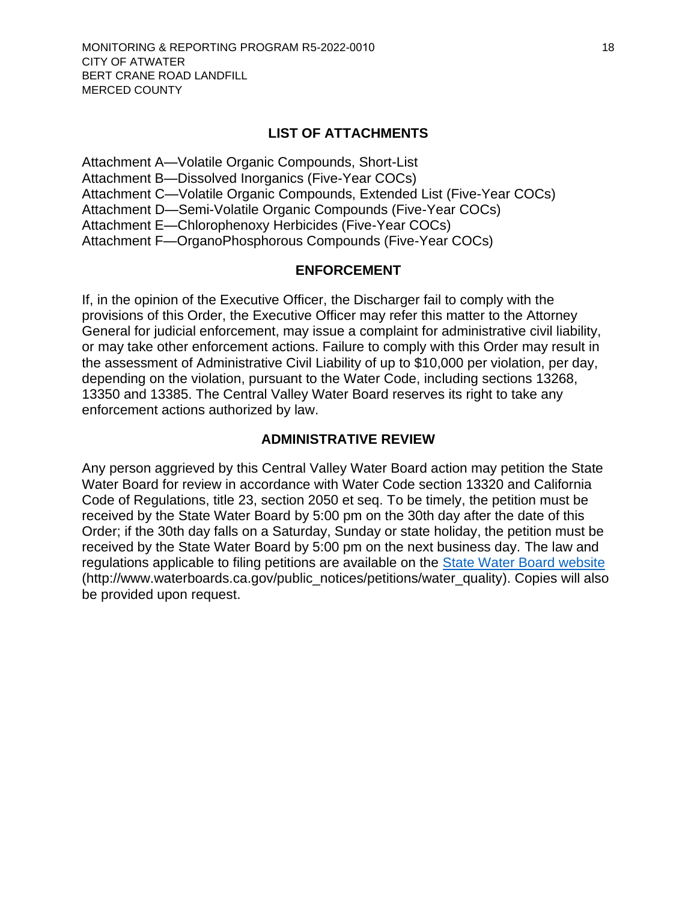## LIST OF ATTACHMENTS

Attachment A—Volatile Organic Compounds, Short-List
Attachment B—Dissolved Inorganics (Five-Year COCs)
Attachment C—Volatile Organic Compounds, Extended List (Five-Year COCs)
Attachment D—Semi-Volatile Organic Compounds (Five-Year COCs)
Attachment E—Chlorophenoxy Herbicides (Five-Year COCs)
Attachment F—OrganoPhosphorous Compounds (Five-Year COCs)

## ENFORCEMENT

If, in the opinion of the Executive Officer, the Discharger fail to comply with the provisions of this Order, the Executive Officer may refer this matter to the Attorney General for judicial enforcement, may issue a complaint for administrative civil liability, or may take other enforcement actions. Failure to comply with this Order may result in the assessment of Administrative Civil Liability of up to $10,000 per violation, per day, depending on the violation, pursuant to the Water Code, including sections 13268, 13350 and 13385. The Central Valley Water Board reserves its right to take any enforcement actions authorized by law.

## ADMINISTRATIVE REVIEW

Any person aggrieved by this Central Valley Water Board action may petition the State Water Board for review in accordance with Water Code section 13320 and California Code of Regulations, title 23, section 2050 et seq. To be timely, the petition must be received by the State Water Board by 5:00 pm on the 30th day after the date of this Order; if the 30th day falls on a Saturday, Sunday or state holiday, the petition must be received by the State Water Board by 5:00 pm on the next business day. The law and regulations applicable to filing petitions are available on the [State Water Board website](http://www.waterboards.ca.gov/public_notices/petitions/water_quality) (http://www.waterboards.ca.gov/public_notices/petitions/water_quality). Copies will also be provided upon request.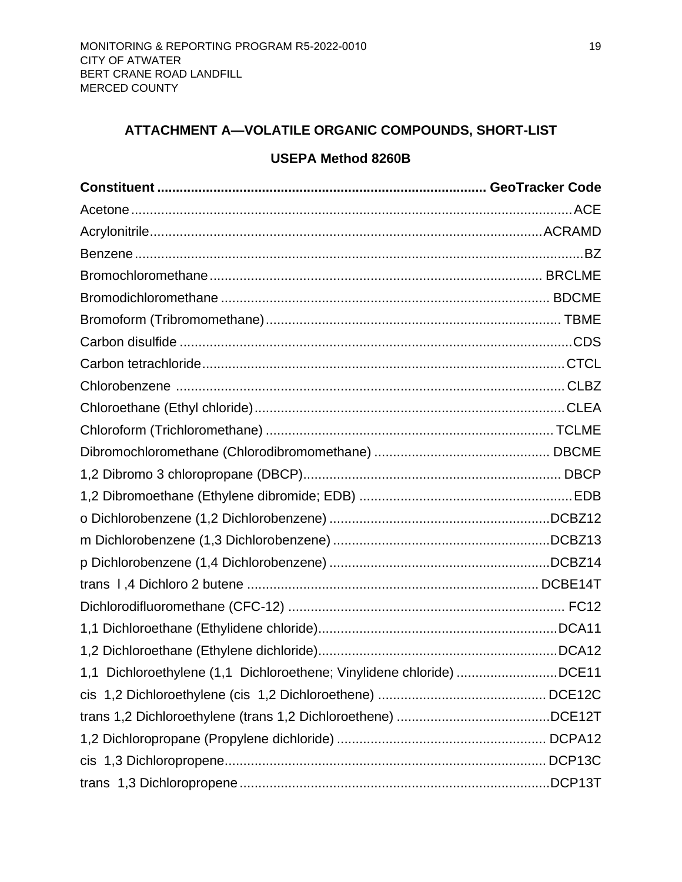## ATTACHMENT A—VOLATILE ORGANIC COMPOUNDS, SHORT-LIST

### USEPA Method 8260B

| Constituent | GeoTracker Code |
|---|---|
| Acetone | ACE |
| Acrylonitrile | ACRAMD |
| Benzene | BZ |
| Bromochloromethane | BRCLME |
| Bromodichloromethane | BDCME |
| Bromoform (Tribromomethane) | TBME |
| Carbon disulfide | CDS |
| Carbon tetrachloride | CTCL |
| Chlorobenzene | CLBZ |
| Chloroethane (Ethyl chloride) | CLEA |
| Chloroform (Trichloromethane) | TCLME |
| Dibromochloromethane (Chlorodibromomethane) | DBCME |
| 1,2 Dibromo 3 chloropropane (DBCP) | DBCP |
| 1,2 Dibromoethane (Ethylene dibromide; EDB) | EDB |
| o Dichlorobenzene (1,2 Dichlorobenzene) | DCBZ12 |
| m Dichlorobenzene (1,3 Dichlorobenzene) | DCBZ13 |
| p Dichlorobenzene (1,4 Dichlorobenzene) | DCBZ14 |
| trans l ,4 Dichloro 2 butene | DCBE14T |
| Dichlorodifluoromethane (CFC-12) | FC12 |
| 1,1 Dichloroethane (Ethylidene chloride) | DCA11 |
| 1,2 Dichloroethane (Ethylene dichloride) | DCA12 |
| 1,1 Dichloroethylene (1,1 Dichloroethene; Vinylidene chloride) | DCE11 |
| cis 1,2 Dichloroethylene (cis 1,2 Dichloroethene) | DCE12C |
| trans 1,2 Dichloroethylene (trans 1,2 Dichloroethene) | DCE12T |
| 1,2 Dichloropropane (Propylene dichloride) | DCPA12 |
| cis 1,3 Dichloropropene | DCP13C |
| trans 1,3 Dichloropropene | DCP13T |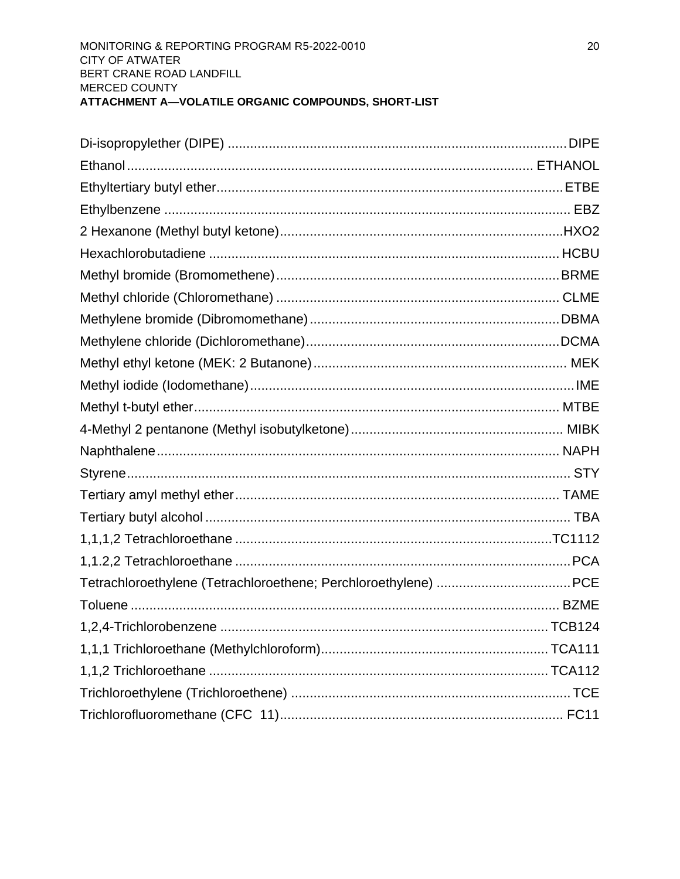**ATTACHMENT A—VOLATILE ORGANIC COMPOUNDS, SHORT-LIST**

| | |
|---|---|
| Di-isopropylether (DIPE) | DIPE |
| Ethanol | ETHANOL |
| Ethyltertiary butyl ether | ETBE |
| Ethylbenzene | EBZ |
| 2 Hexanone (Methyl butyl ketone) | HXO2 |
| Hexachlorobutadiene | HCBU |
| Methyl bromide (Bromomethene) | BRME |
| Methyl chloride (Chloromethane) | CLME |
| Methylene bromide (Dibromomethane) | DBMA |
| Methylene chloride (Dichloromethane) | DCMA |
| Methyl ethyl ketone (MEK: 2 Butanone) | MEK |
| Methyl iodide (Iodomethane) | IME |
| Methyl t-butyl ether | MTBE |
| 4-Methyl 2 pentanone (Methyl isobutylketone) | MIBK |
| Naphthalene | NAPH |
| Styrene | STY |
| Tertiary amyl methyl ether | TAME |
| Tertiary butyl alcohol | TBA |
| 1,1,1,2 Tetrachloroethane | TC1112 |
| 1,1.2,2 Tetrachloroethane | PCA |
| Tetrachloroethylene (Tetrachloroethene; Perchloroethylene) | PCE |
| Toluene | BZME |
| 1,2,4-Trichlorobenzene | TCB124 |
| 1,1,1 Trichloroethane (Methylchloroform) | TCA111 |
| 1,1,2 Trichloroethane | TCA112 |
| Trichloroethylene (Trichloroethene) | TCE |
| Trichlorofluoromethane (CFC 11) | FC11 |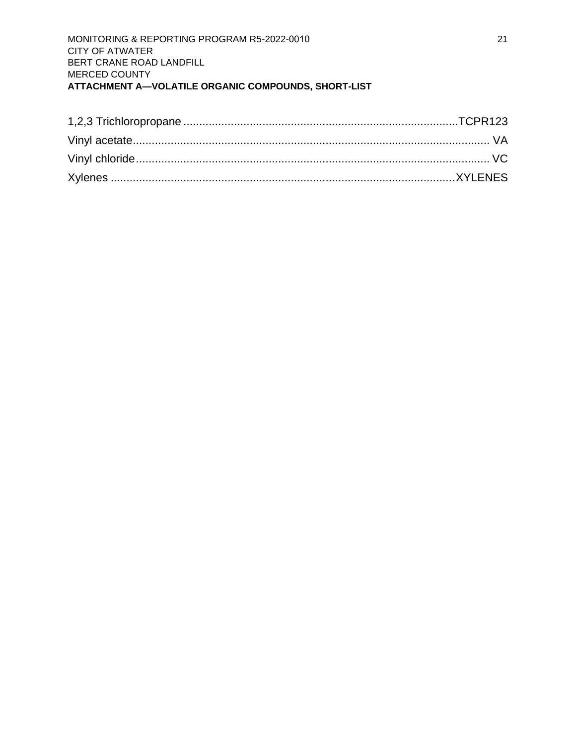1,2,3 Trichloropropane .......................................................................................TCPR123

Vinyl acetate.................................................................................................................. VA

Vinyl chloride................................................................................................................ VC

Xylenes ............................................................................................................XYLENES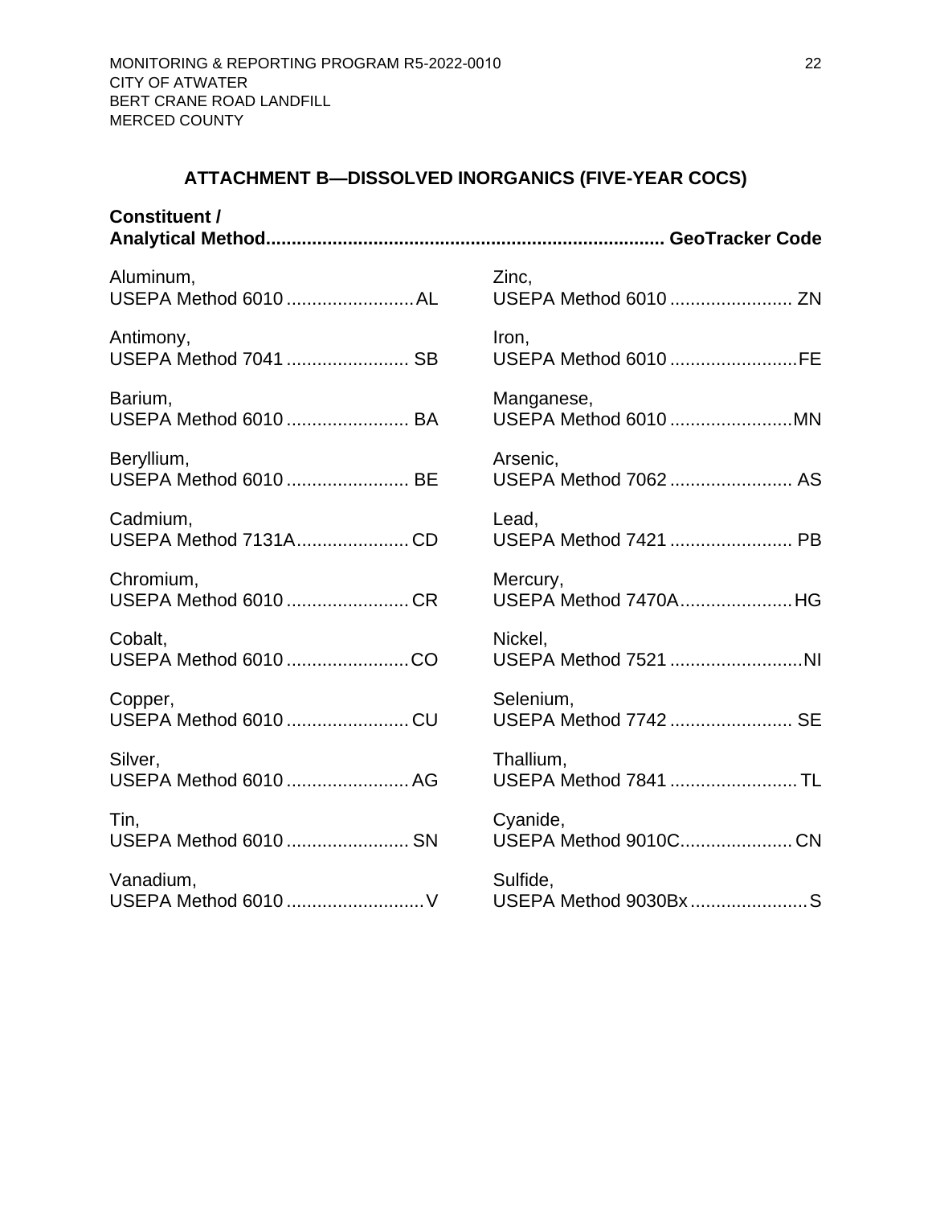## ATTACHMENT B—DISSOLVED INORGANICS (FIVE-YEAR COCS)

| Constituent / Analytical Method | GeoTracker Code |
|---|---|
| Aluminum, USEPA Method 6010 | AL |
| Antimony, USEPA Method 7041 | SB |
| Barium, USEPA Method 6010 | BA |
| Beryllium, USEPA Method 6010 | BE |
| Cadmium, USEPA Method 7131A | CD |
| Chromium, USEPA Method 6010 | CR |
| Cobalt, USEPA Method 6010 | CO |
| Copper, USEPA Method 6010 | CU |
| Silver, USEPA Method 6010 | AG |
| Tin, USEPA Method 6010 | SN |
| Vanadium, USEPA Method 6010 | V |
| Zinc, USEPA Method 6010 | ZN |
| Iron, USEPA Method 6010 | FE |
| Manganese, USEPA Method 6010 | MN |
| Arsenic, USEPA Method 7062 | AS |
| Lead, USEPA Method 7421 | PB |
| Mercury, USEPA Method 7470A | HG |
| Nickel, USEPA Method 7521 | NI |
| Selenium, USEPA Method 7742 | SE |
| Thallium, USEPA Method 7841 | TL |
| Cyanide, USEPA Method 9010C | CN |
| Sulfide, USEPA Method 9030Bx | S |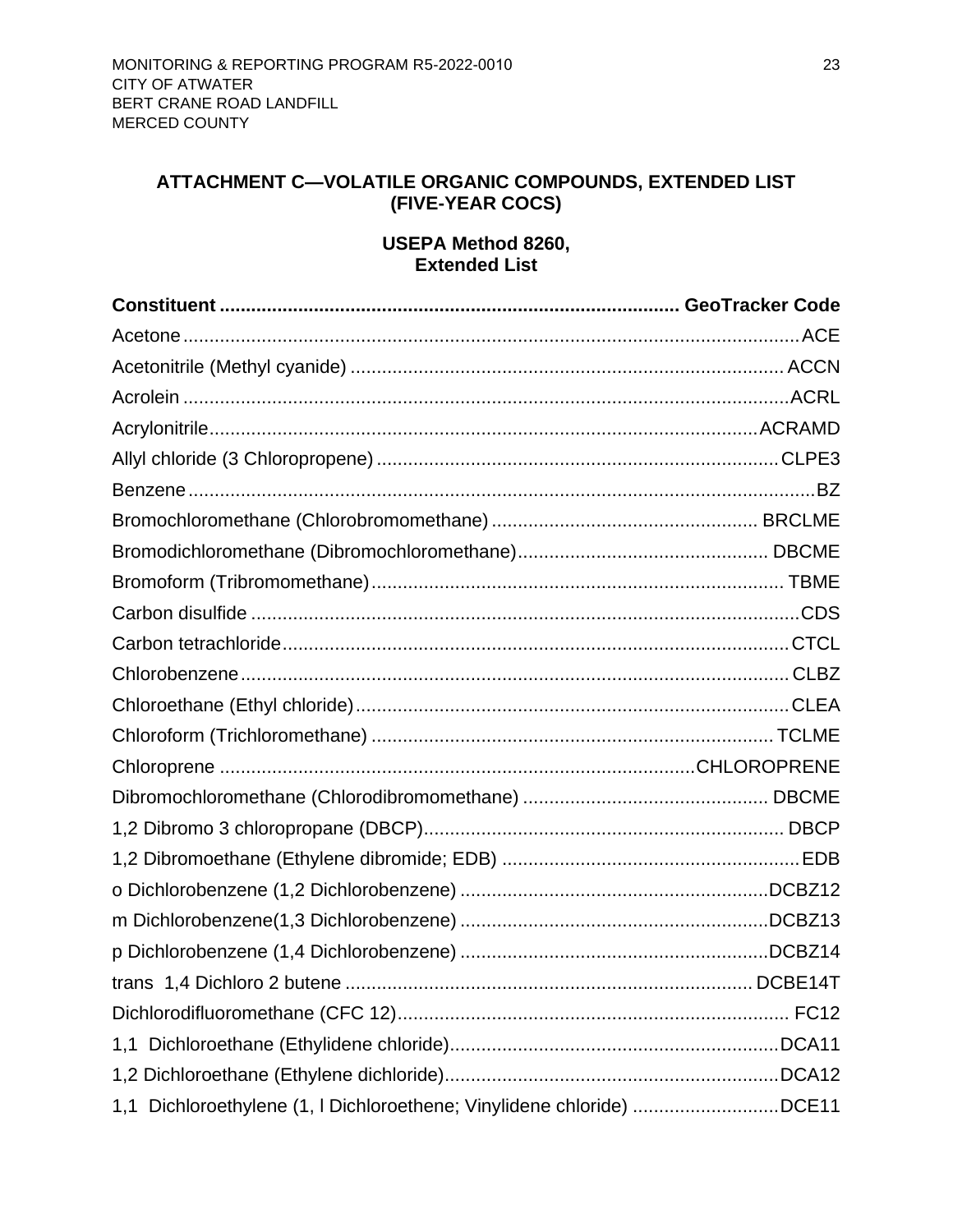## ATTACHMENT C—VOLATILE ORGANIC COMPOUNDS, EXTENDED LIST (FIVE-YEAR COCS)

### USEPA Method 8260, Extended List

| Constituent | GeoTracker Code |
|---|---|
| Acetone | ACE |
| Acetonitrile (Methyl cyanide) | ACCN |
| Acrolein | ACRL |
| Acrylonitrile | ACRAMD |
| Allyl chloride (3 Chloropropene) | CLPE3 |
| Benzene | BZ |
| Bromochloromethane (Chlorobromomethane) | BRCLME |
| Bromodichloromethane (Dibromochloromethane) | DBCME |
| Bromoform (Tribromomethane) | TBME |
| Carbon disulfide | CDS |
| Carbon tetrachloride | CTCL |
| Chlorobenzene | CLBZ |
| Chloroethane (Ethyl chloride) | CLEA |
| Chloroform (Trichloromethane) | TCLME |
| Chloroprene | CHLOROPRENE |
| Dibromochloromethane (Chlorodibromomethane) | DBCME |
| 1,2 Dibromo 3 chloropropane (DBCP) | DBCP |
| 1,2 Dibromoethane (Ethylene dibromide; EDB) | EDB |
| o Dichlorobenzene (1,2 Dichlorobenzene) | DCBZ12 |
| m Dichlorobenzene(1,3 Dichlorobenzene) | DCBZ13 |
| p Dichlorobenzene (1,4 Dichlorobenzene) | DCBZ14 |
| trans 1,4 Dichloro 2 butene | DCBE14T |
| Dichlorodifluoromethane (CFC 12) | FC12 |
| 1,1 Dichloroethane (Ethylidene chloride) | DCA11 |
| 1,2 Dichloroethane (Ethylene dichloride) | DCA12 |
| 1,1 Dichloroethylene (1, l Dichloroethene; Vinylidene chloride) | DCE11 |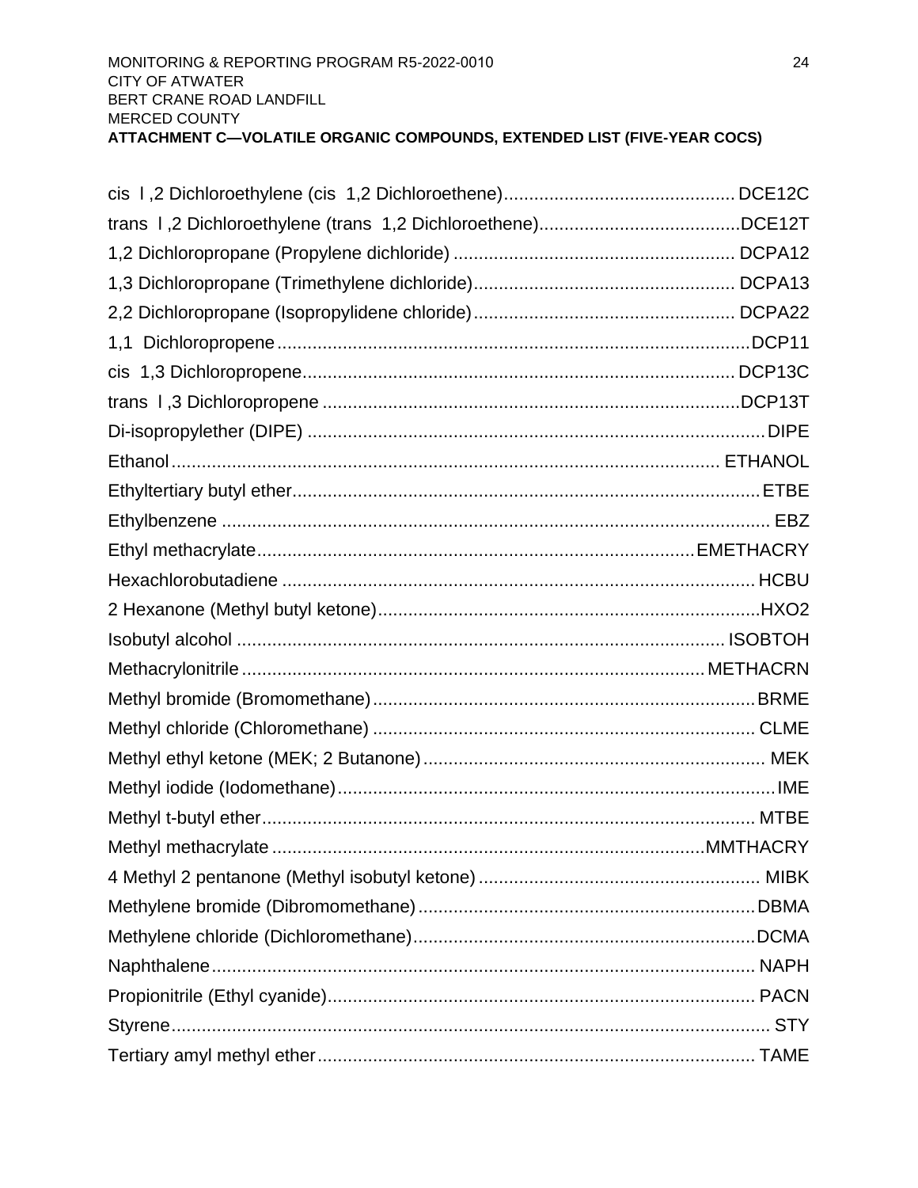**ATTACHMENT C—VOLATILE ORGANIC COMPOUNDS, EXTENDED LIST (FIVE-YEAR COCS)**

cis l ,2 Dichloroethylene (cis 1,2 Dichloroethene) .............................................. DCE12C
trans l ,2 Dichloroethylene (trans 1,2 Dichloroethene) ........................................DCE12T
1,2 Dichloropropane (Propylene dichloride) ........................................................ DCPA12
1,3 Dichloropropane (Trimethylene dichloride).................................................... DCPA13
2,2 Dichloropropane (Isopropylidene chloride).................................................... DCPA22
1,1 Dichloropropene..............................................................................................DCP11
cis 1,3 Dichloropropene....................................................................................... DCP13C
trans l ,3 Dichloropropene ....................................................................................DCP13T
Di-isopropylether (DIPE) ..........................................................................................DIPE
Ethanol............................................................................................................ ETHANOL
Ethyltertiary butyl ether.............................................................................................ETBE
Ethylbenzene ............................................................................................................. EBZ
Ethyl methacrylate......................................................................................EMETHACRY
Hexachlorobutadiene .............................................................................................. HCBU
2 Hexanone (Methyl butyl ketone)...........................................................................HXO2
Isobutyl alcohol ................................................................................................. ISOBTOH
Methacrylonitrile ........................................................................................... METHACRN
Methyl bromide (Bromomethane)............................................................................BRME
Methyl chloride (Chloromethane) ............................................................................ CLME
Methyl ethyl ketone (MEK; 2 Butanone).................................................................... MEK
Methyl iodide (Iodomethane).......................................................................................IME
Methyl t-butyl ether.................................................................................................. MTBE
Methyl methacrylate .....................................................................................MMTHACRY
4 Methyl 2 pentanone (Methyl isobutyl ketone) ........................................................ MIBK
Methylene bromide (Dibromomethane)...................................................................DBMA
Methylene chloride (Dichloromethane)....................................................................DCMA
Naphthalene............................................................................................................ NAPH
Propionitrile (Ethyl cyanide)..................................................................................... PACN
Styrene........................................................................................................................ STY
Tertiary amyl methyl ether....................................................................................... TAME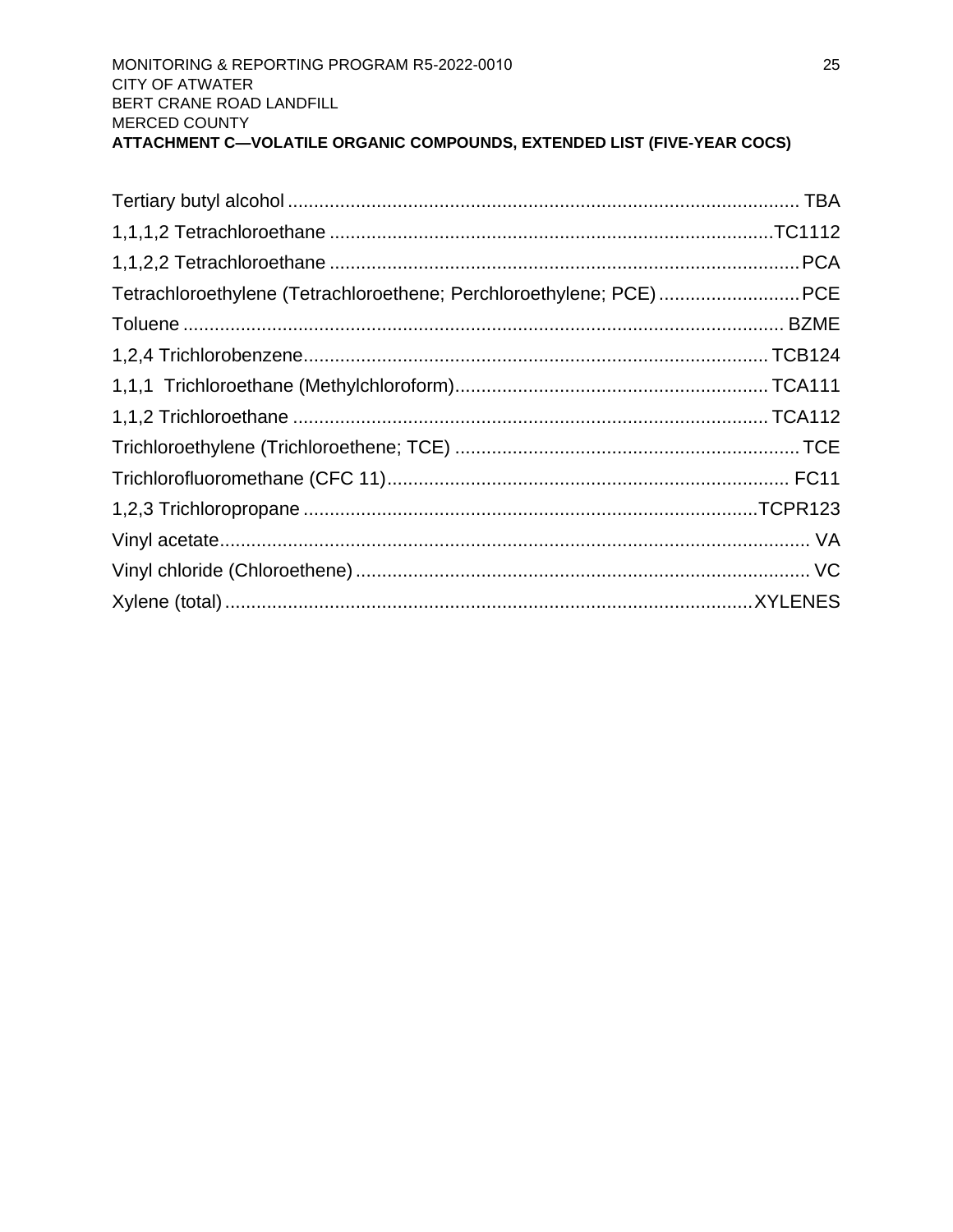**ATTACHMENT C—VOLATILE ORGANIC COMPOUNDS, EXTENDED LIST (FIVE-YEAR COCS)**

| Compound | Code |
|---|---|
| Tertiary butyl alcohol | TBA |
| 1,1,1,2 Tetrachloroethane | TC1112 |
| 1,1,2,2 Tetrachloroethane | PCA |
| Tetrachloroethylene (Tetrachloroethene; Perchloroethylene; PCE) | PCE |
| Toluene | BZME |
| 1,2,4 Trichlorobenzene | TCB124 |
| 1,1,1 Trichloroethane (Methylchloroform) | TCA111 |
| 1,1,2 Trichloroethane | TCA112 |
| Trichloroethylene (Trichloroethene; TCE) | TCE |
| Trichlorofluoromethane (CFC 11) | FC11 |
| 1,2,3 Trichloropropane | TCPR123 |
| Vinyl acetate | VA |
| Vinyl chloride (Chloroethene) | VC |
| Xylene (total) | XYLENES |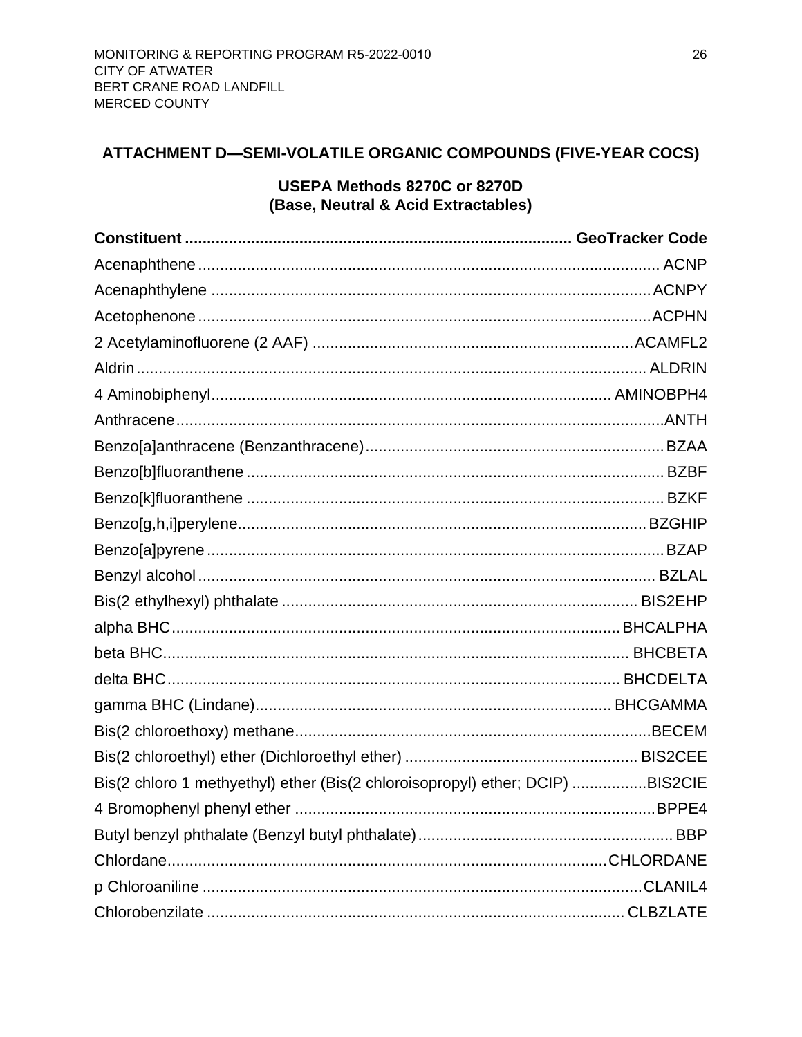## ATTACHMENT D—SEMI-VOLATILE ORGANIC COMPOUNDS (FIVE-YEAR COCS)

### USEPA Methods 8270C or 8270D
### (Base, Neutral & Acid Extractables)

| Constituent | GeoTracker Code |
|---|---|
| Acenaphthene | ACNP |
| Acenaphthylene | ACNPY |
| Acetophenone | ACPHN |
| 2 Acetylaminofluorene (2 AAF) | ACAMFL2 |
| Aldrin | ALDRIN |
| 4 Aminobiphenyl | AMINOBPH4 |
| Anthracene | ANTH |
| Benzo[a]anthracene (Benzanthracene) | BZAA |
| Benzo[b]fluoranthene | BZBF |
| Benzo[k]fluoranthene | BZKF |
| Benzo[g,h,i]perylene | BZGHIP |
| Benzo[a]pyrene | BZAP |
| Benzyl alcohol | BZLAL |
| Bis(2 ethylhexyl) phthalate | BIS2EHP |
| alpha BHC | BHCALPHA |
| beta BHC | BHCBETA |
| delta BHC | BHCDELTA |
| gamma BHC (Lindane) | BHCGAMMA |
| Bis(2 chloroethoxy) methane | BECEM |
| Bis(2 chloroethyl) ether (Dichloroethyl ether) | BIS2CEE |
| Bis(2 chloro 1 methyethyl) ether (Bis(2 chloroisopropyl) ether; DCIP) | BIS2CIE |
| 4 Bromophenyl phenyl ether | BPPE4 |
| Butyl benzyl phthalate (Benzyl butyl phthalate) | BBP |
| Chlordane | CHLORDANE |
| p Chloroaniline | CLANIL4 |
| Chlorobenzilate | CLBZLATE |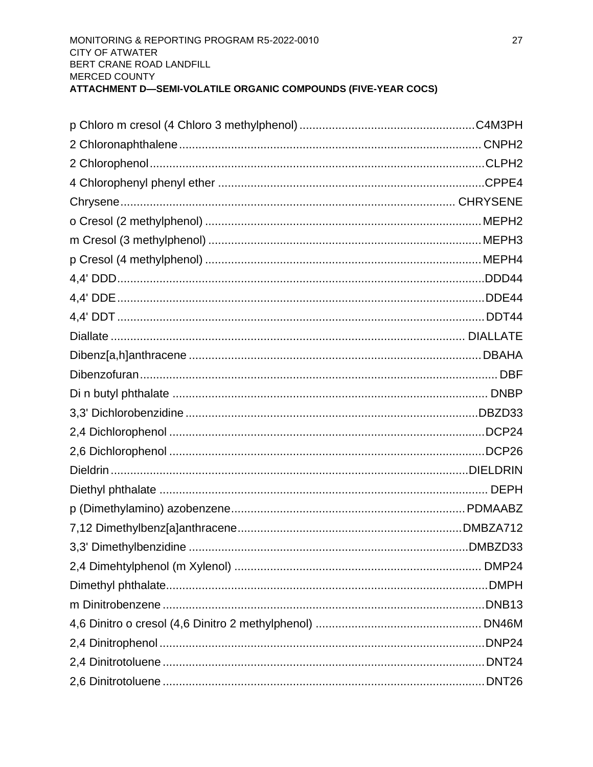p Chloro m cresol (4 Chloro 3 methylphenol) ..................................................... C4M3PH
2 Chloronaphthalene ............................................................................................ CNPH2
2 Chlorophenol ..................................................................................................... CLPH2
4 Chlorophenyl phenyl ether ................................................................................ CPPE4
Chrysene ........................................................................................................ CHRYSENE
o Cresol (2 methylphenol) .................................................................................... MEPH2
m Cresol (3 methylphenol) ................................................................................... MEPH3
p Cresol (4 methylphenol) .................................................................................... MEPH4
4,4' DDD ................................................................................................................ DDD44
4,4' DDE ................................................................................................................ DDE44
4,4' DDT ................................................................................................................ DDT44
Diallate ............................................................................................................ DIALLATE
Dibenz[a,h]anthracene ......................................................................................... DBAHA
Dibenzofuran ............................................................................................................ DBF
Di n butyl phthalate ............................................................................................... DNBP
3,3' Dichlorobenzidine ......................................................................................... DBZD33
2,4 Dichlorophenol ................................................................................................ DCP24
2,6 Dichlorophenol ................................................................................................ DCP26
Dieldrin ............................................................................................................ DIELDRIN
Diethyl phthalate ................................................................................................... DEPH
p (Dimethylamino) azobenzene ....................................................................... PDMAABZ
7,12 Dimethylbenz[a]anthracene .................................................................... DMBZA712
3,3' Dimethylbenzidine ...................................................................................... DMBZD33
2,4 Dimehtylphenol (m Xylenol) ........................................................................... DMP24
Dimethyl phthalate ................................................................................................. DMPH
m Dinitrobenzene ................................................................................................... DNB13
4,6 Dinitro o cresol (4,6 Dinitro 2 methylphenol) .................................................. DN46M
2,4 Dinitrophenol .................................................................................................... DNP24
2,4 Dinitrotoluene ................................................................................................... DNT24
2,6 Dinitrotoluene ................................................................................................... DNT26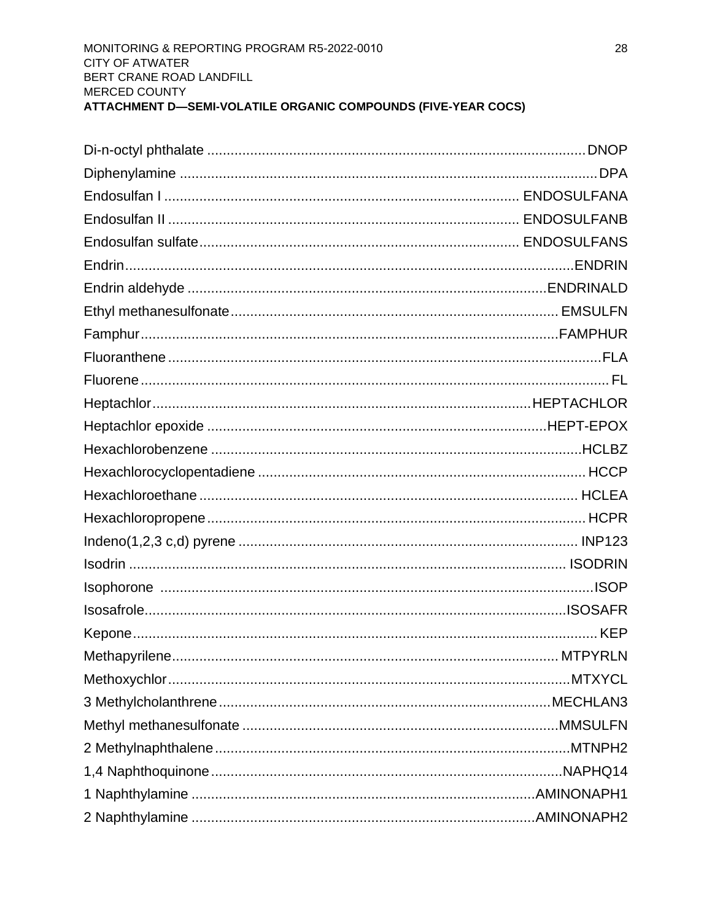**ATTACHMENT D—SEMI-VOLATILE ORGANIC COMPOUNDS (FIVE-YEAR COCS)**

| | |
|---|---|
| Di-n-octyl phthalate | DNOP |
| Diphenylamine | DPA |
| Endosulfan I | ENDOSULFANA |
| Endosulfan II | ENDOSULFANB |
| Endosulfan sulfate | ENDOSULFANS |
| Endrin | ENDRIN |
| Endrin aldehyde | ENDRINALD |
| Ethyl methanesulfonate | EMSULFN |
| Famphur | FAMPHUR |
| Fluoranthene | FLA |
| Fluorene | FL |
| Heptachlor | HEPTACHLOR |
| Heptachlor epoxide | HEPT-EPOX |
| Hexachlorobenzene | HCLBZ |
| Hexachlorocyclopentadiene | HCCP |
| Hexachloroethane | HCLEA |
| Hexachloropropene | HCPR |
| Indeno(1,2,3 c,d) pyrene | INP123 |
| Isodrin | ISODRIN |
| Isophorone | ISOP |
| Isosafrole | ISOSAFR |
| Kepone | KEP |
| Methapyrilene | MTPYRLN |
| Methoxychlor | MTXYCL |
| 3 Methylcholanthrene | MECHLAN3 |
| Methyl methanesulfonate | MMSULFN |
| 2 Methylnaphthalene | MTNPH2 |
| 1,4 Naphthoquinone | NAPHQ14 |
| 1 Naphthylamine | AMINONAPH1 |
| 2 Naphthylamine | AMINONAPH2 |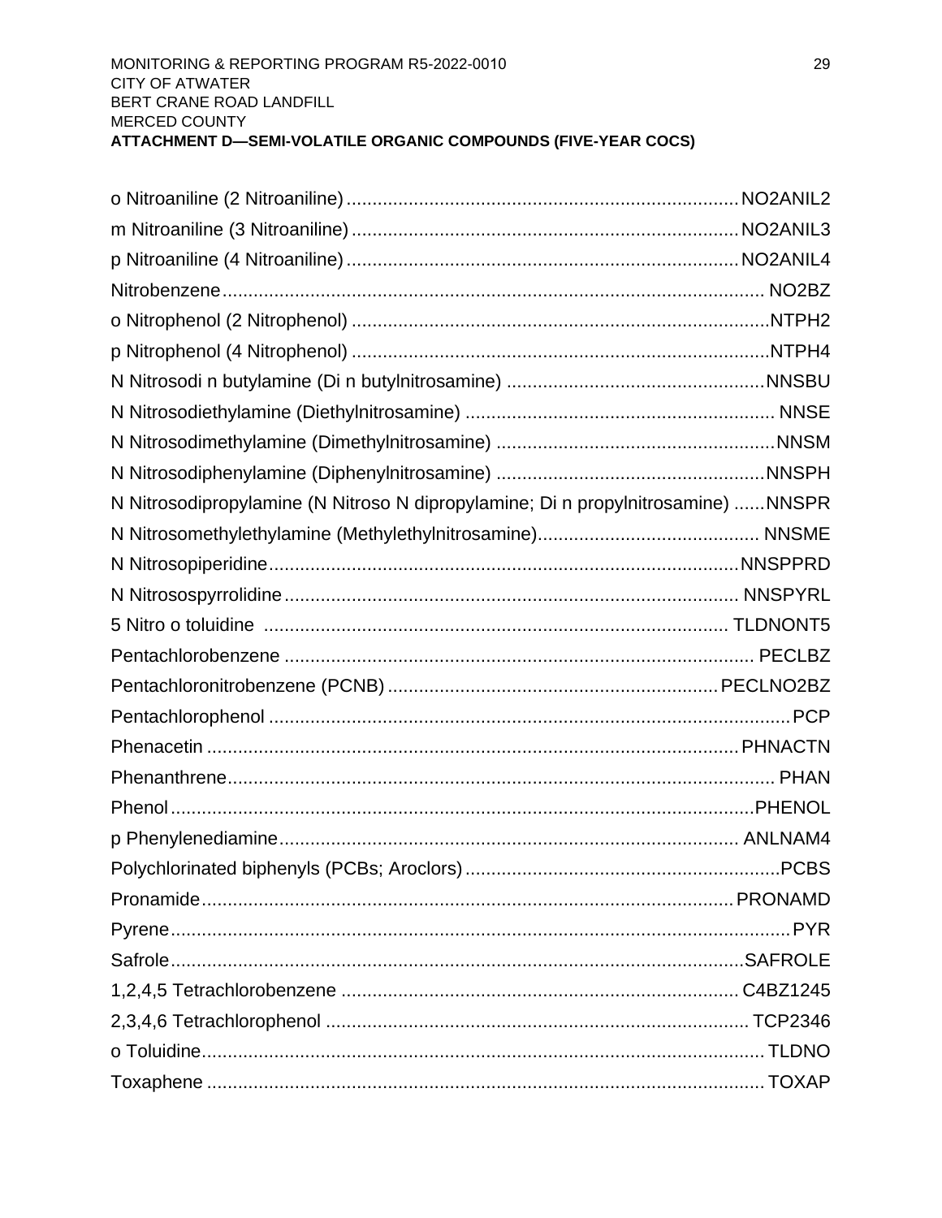o Nitroaniline (2 Nitroaniline) ........................................................................... NO2ANIL2

m Nitroaniline (3 Nitroaniline) ........................................................................... NO2ANIL3

p Nitroaniline (4 Nitroaniline) ........................................................................... NO2ANIL4

Nitrobenzene ........................................................................................................ NO2BZ

o Nitrophenol (2 Nitrophenol) ................................................................................. NTPH2

p Nitrophenol (4 Nitrophenol) ................................................................................. NTPH4

N Nitrosodi n butylamine (Di n butylnitrosamine) .................................................. NNSBU

N Nitrosodiethylamine (Diethylnitrosamine) ............................................................ NNSE

N Nitrosodimethylamine (Dimethylnitrosamine) ...................................................... NNSM

N Nitrosodiphenylamine (Diphenylnitrosamine) ..................................................... NNSPH

N Nitrosodipropylamine (N Nitroso N dipropylamine; Di n propylnitrosamine) ...... NNSPR

N Nitrosomethylethylamine (Methylethylnitrosamine) ........................................... NNSME

N Nitrosopiperidine ............................................................................................ NNSPPRD

N Nitrosospyrrolidine ......................................................................................... NNSPYRL

5 Nitro o toluidine ........................................................................................... TLDNONT5

Pentachlorobenzene ........................................................................................... PECLBZ

Pentachloronitrobenzene (PCNB) ................................................................ PECLNO2BZ

Pentachlorophenol ..................................................................................................... PCP

Phenacetin ....................................................................................................... PHNACTN

Phenanthrene .......................................................................................................... PHAN

Phenol .................................................................................................................. PHENOL

p Phenylenediamine ........................................................................................ ANLNAM4

Polychlorinated biphenyls (PCBs; Aroclors) .............................................................. PCBS

Pronamide ........................................................................................................ PRONAMD

Pyrene ........................................................................................................................ PYR

Safrole ................................................................................................................ SAFROLE

1,2,4,5 Tetrachlorobenzene ............................................................................. C4BZ1245

2,3,4,6 Tetrachlorophenol .................................................................................. TCP2346

o Toluidine ............................................................................................................ TLDNO

Toxaphene ........................................................................................................... TOXAP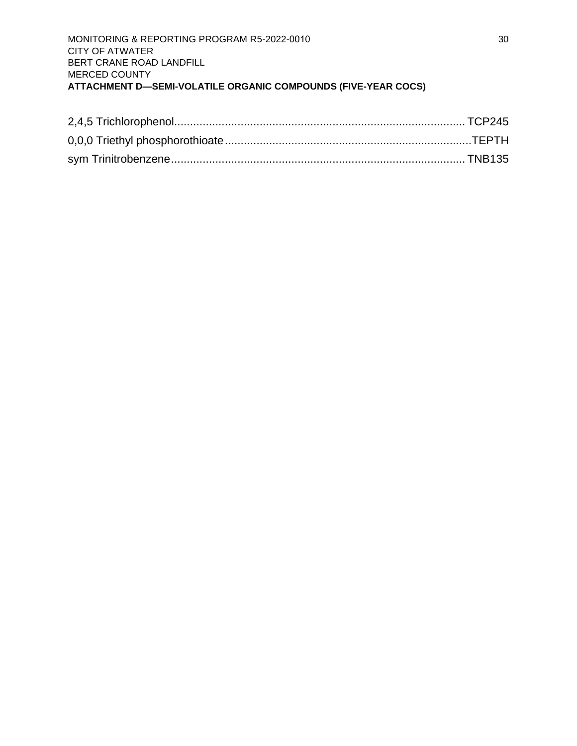2,4,5 Trichlorophenol........................................................................................... TCP245

0,0,0 Triethyl phosphorothioate.............................................................................TEPTH

sym Trinitrobenzene............................................................................................ TNB135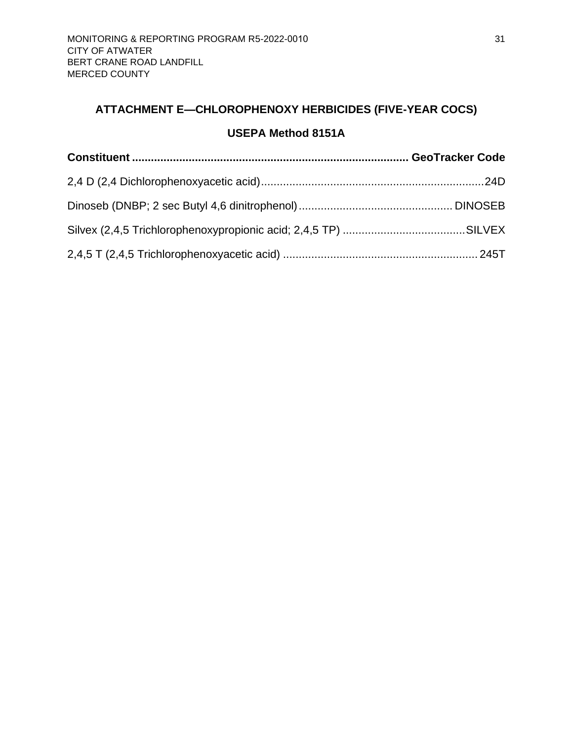## ATTACHMENT E—CHLOROPHENOXY HERBICIDES (FIVE-YEAR COCS)

### USEPA Method 8151A

| Constituent | GeoTracker Code |
|---|---|
| 2,4 D (2,4 Dichlorophenoxyacetic acid) | 24D |
| Dinoseb (DNBP; 2 sec Butyl 4,6 dinitrophenol) | DINOSEB |
| Silvex (2,4,5 Trichlorophenoxypropionic acid; 2,4,5 TP) | SILVEX |
| 2,4,5 T (2,4,5 Trichlorophenoxyacetic acid) | 245T |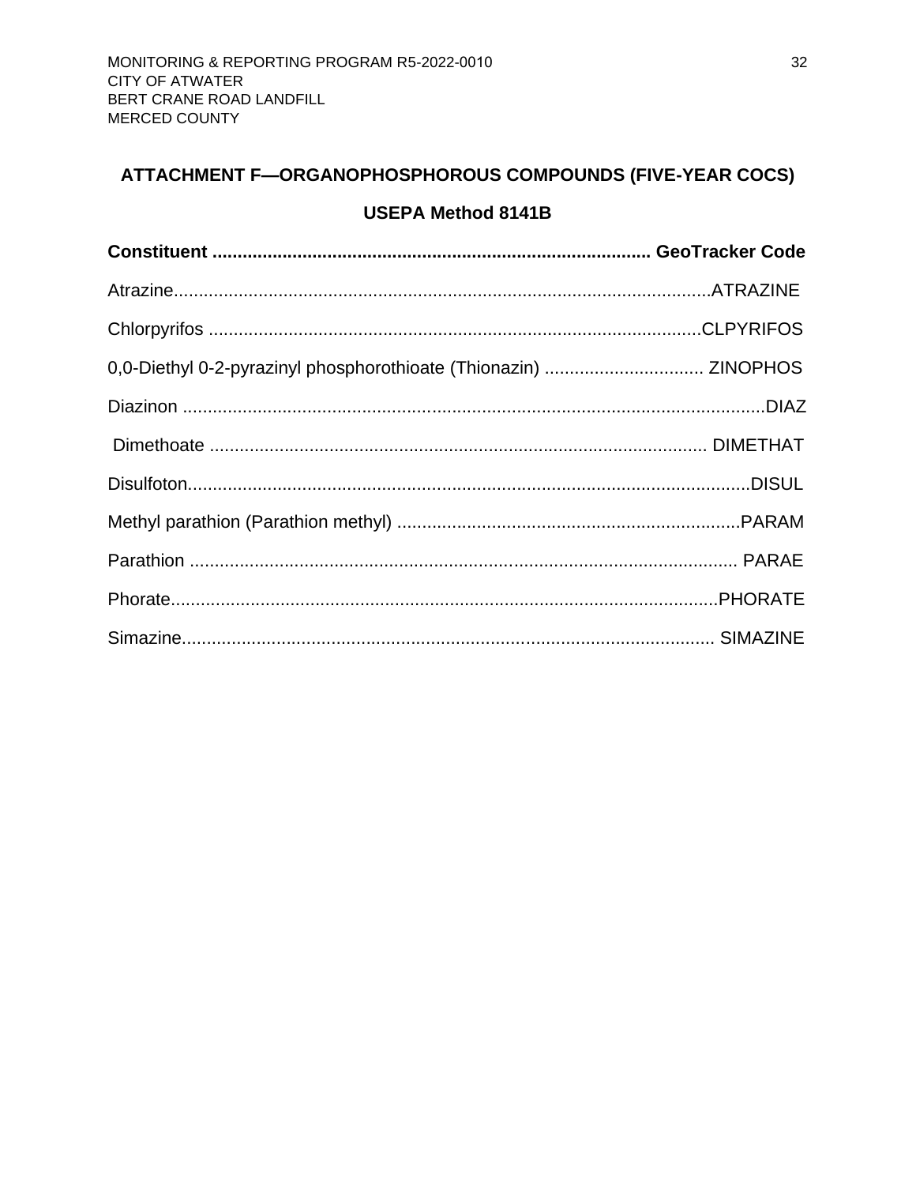## ATTACHMENT F—ORGANOPHOSPHOROUS COMPOUNDS (FIVE-YEAR COCS)

### USEPA Method 8141B

**Constituent ..................................................................................... GeoTracker Code**

Atrazine..........................................................................................................ATRAZINE

Chlorpyrifos ..................................................................................................CLPYRIFOS

0,0-Diethyl 0-2-pyrazinyl phosphorothioate (Thionazin) ................................ ZINOPHOS

Diazinon .........................................................................................................DIAZ

Dimethoate .................................................................................................... DIMETHAT

Disulfoton.........................................................................................................DISUL

Methyl parathion (Parathion methyl) ....................................................................PARAM

Parathion ......................................................................................................... PARAE

Phorate............................................................................................................PHORATE

Simazine......................................................................................................... SIMAZINE